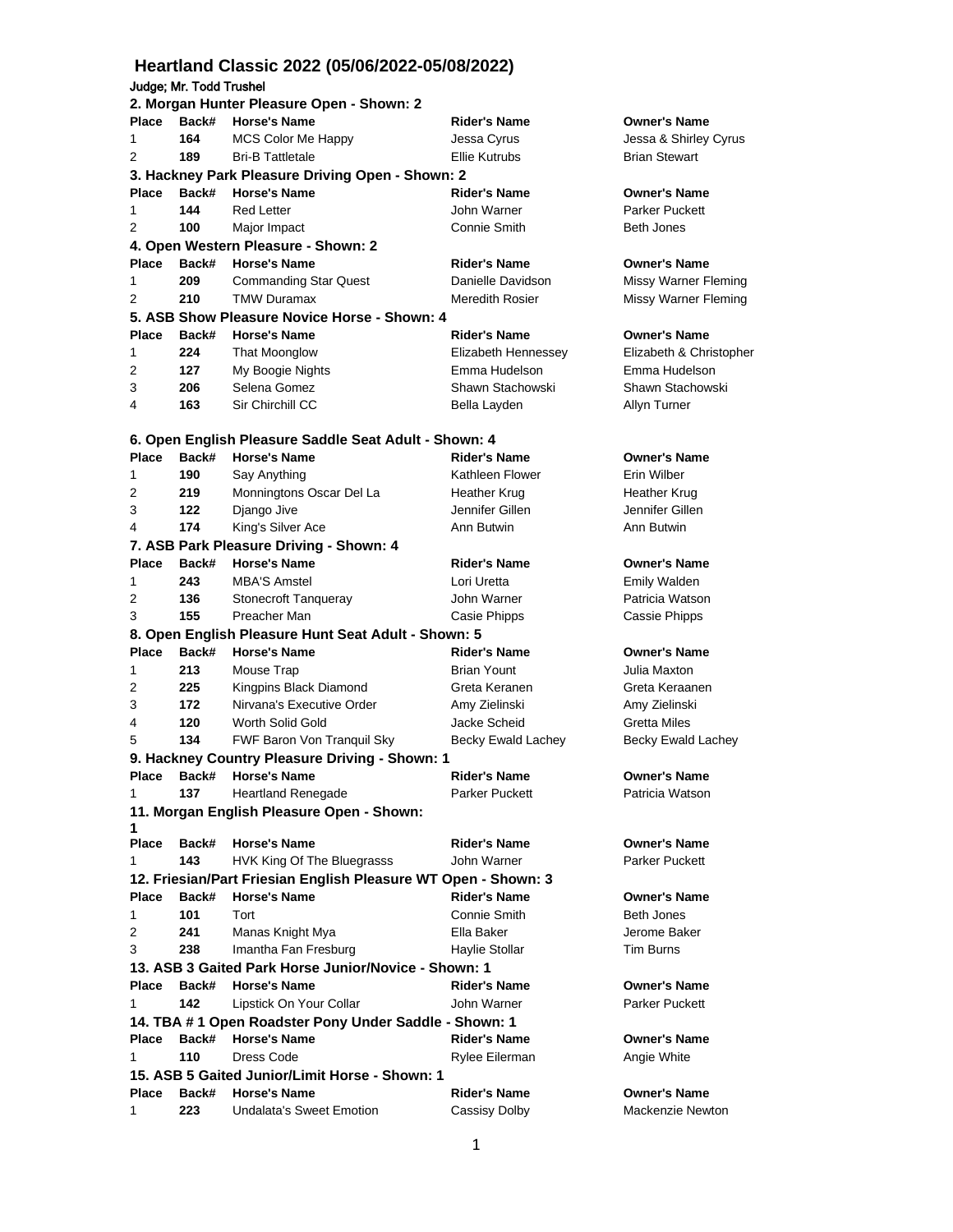# Heartland Classic 2022 (05/06/2022-05/08/2022)

Judge; Mr. Todd Trushel

### 2. Morgan Hunter Pleasure Open - Shown: 2

| Place | Back# | Horse's Name | Rider's Name | Owner's Name |
|---|---|---|---|---|
| 1 | 164 | MCS Color Me Happy | Jessa Cyrus | Jessa & Shirley Cyrus |
| 2 | 189 | Bri-B Tattletale | Ellie Kutrubs | Brian Stewart |

### 3. Hackney Park Pleasure Driving Open - Shown: 2

| Place | Back# | Horse's Name | Rider's Name | Owner's Name |
|---|---|---|---|---|
| 1 | 144 | Red Letter | John Warner | Parker Puckett |
| 2 | 100 | Major Impact | Connie Smith | Beth Jones |

### 4. Open Western Pleasure - Shown: 2

| Place | Back# | Horse's Name | Rider's Name | Owner's Name |
|---|---|---|---|---|
| 1 | 209 | Commanding Star Quest | Danielle Davidson | Missy Warner Fleming |
| 2 | 210 | TMW Duramax | Meredith Rosier | Missy Warner Fleming |

### 5. ASB Show Pleasure Novice Horse - Shown: 4

| Place | Back# | Horse's Name | Rider's Name | Owner's Name |
|---|---|---|---|---|
| 1 | 224 | That Moonglow | Elizabeth Hennessey | Elizabeth & Christopher |
| 2 | 127 | My Boogie Nights | Emma Hudelson | Emma Hudelson |
| 3 | 206 | Selena Gomez | Shawn Stachowski | Shawn Stachowski |
| 4 | 163 | Sir Chirchill CC | Bella Layden | Allyn Turner |

### 6. Open English Pleasure Saddle Seat Adult - Shown: 4

| Place | Back# | Horse's Name | Rider's Name | Owner's Name |
|---|---|---|---|---|
| 1 | 190 | Say Anything | Kathleen Flower | Erin Wilber |
| 2 | 219 | Monningtons Oscar Del La | Heather Krug | Heather Krug |
| 3 | 122 | Django Jive | Jennifer Gillen | Jennifer Gillen |
| 4 | 174 | King's Silver Ace | Ann Butwin | Ann Butwin |

### 7. ASB Park Pleasure Driving - Shown: 4

| Place | Back# | Horse's Name | Rider's Name | Owner's Name |
|---|---|---|---|---|
| 1 | 243 | MBA'S Amstel | Lori Uretta | Emily Walden |
| 2 | 136 | Stonecroft Tanqueray | John Warner | Patricia Watson |
| 3 | 155 | Preacher Man | Casie Phipps | Cassie Phipps |

### 8. Open English Pleasure Hunt Seat Adult - Shown: 5

| Place | Back# | Horse's Name | Rider's Name | Owner's Name |
|---|---|---|---|---|
| 1 | 213 | Mouse Trap | Brian Yount | Julia Maxton |
| 2 | 225 | Kingpins Black Diamond | Greta Keranen | Greta Keraanen |
| 3 | 172 | Nirvana's Executive Order | Amy Zielinski | Amy Zielinski |
| 4 | 120 | Worth Solid Gold | Jacke Scheid | Gretta Miles |
| 5 | 134 | FWF Baron Von Tranquil Sky | Becky Ewald Lachey | Becky Ewald Lachey |

### 9. Hackney Country Pleasure Driving - Shown: 1

| Place | Back# | Horse's Name | Rider's Name | Owner's Name |
|---|---|---|---|---|
| 1 | 137 | Heartland Renegade | Parker Puckett | Patricia Watson |

### 11. Morgan English Pleasure Open - Shown: 1

| Place | Back# | Horse's Name | Rider's Name | Owner's Name |
|---|---|---|---|---|
| 1 | 143 | HVK King Of The Bluegrasss | John Warner | Parker Puckett |

### 12. Friesian/Part Friesian English Pleasure WT Open - Shown: 3

| Place | Back# | Horse's Name | Rider's Name | Owner's Name |
|---|---|---|---|---|
| 1 | 101 | Tort | Connie Smith | Beth Jones |
| 2 | 241 | Manas Knight Mya | Ella Baker | Jerome Baker |
| 3 | 238 | Imantha Fan Fresburg | Haylie Stollar | Tim Burns |

### 13. ASB 3 Gaited Park Horse Junior/Novice - Shown: 1

| Place | Back# | Horse's Name | Rider's Name | Owner's Name |
|---|---|---|---|---|
| 1 | 142 | Lipstick On Your Collar | John Warner | Parker Puckett |

### 14. TBA # 1 Open Roadster Pony Under Saddle - Shown: 1

| Place | Back# | Horse's Name | Rider's Name | Owner's Name |
|---|---|---|---|---|
| 1 | 110 | Dress Code | Rylee Eilerman | Angie White |

### 15. ASB 5 Gaited Junior/Limit Horse - Shown: 1

| Place | Back# | Horse's Name | Rider's Name | Owner's Name |
|---|---|---|---|---|
| 1 | 223 | Undalata's Sweet Emotion | Cassisy Dolby | Mackenzie Newton |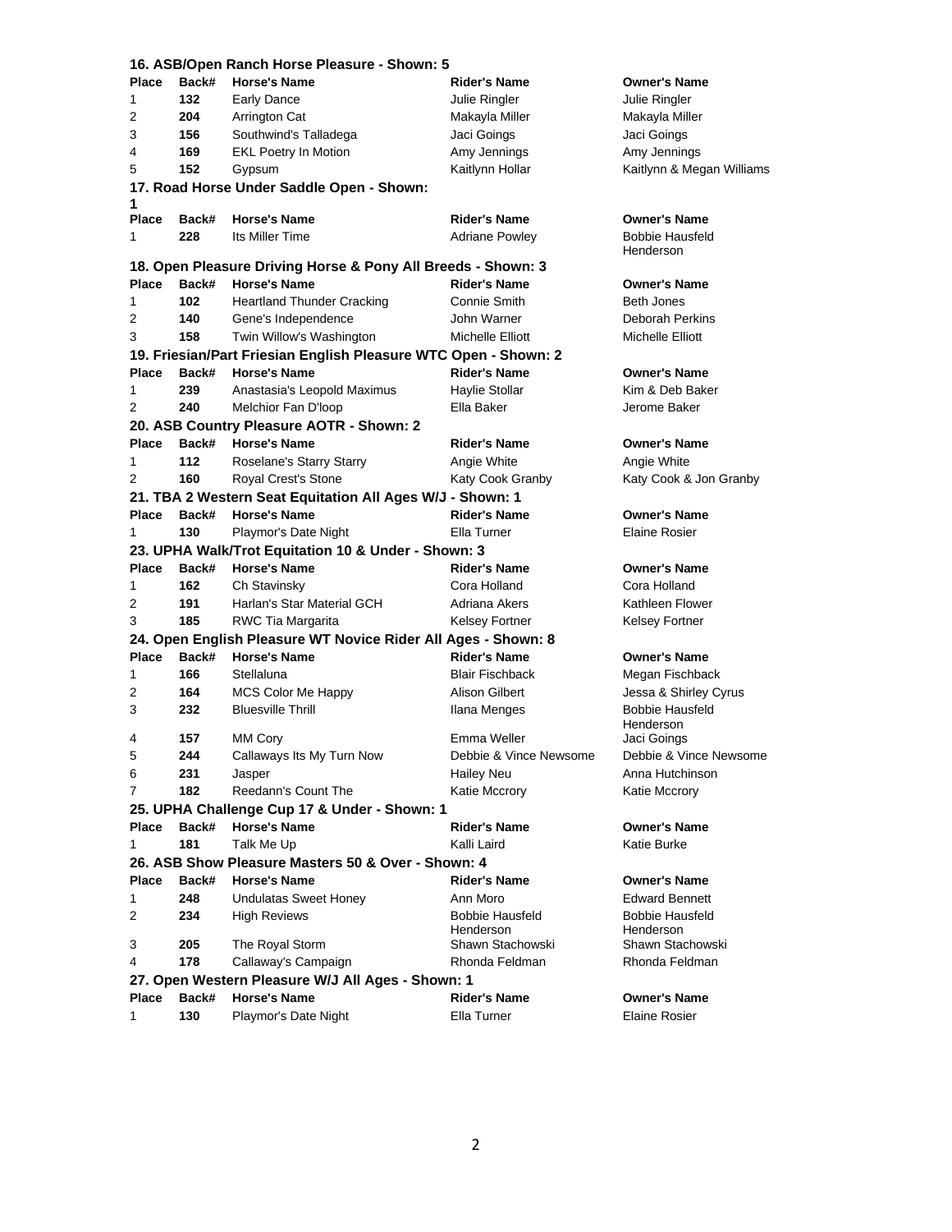### 16. ASB/Open Ranch Horse Pleasure - Shown: 5

| Place | Back# | Horse's Name | Rider's Name | Owner's Name |
|---|---|---|---|---|
| 1 | **132** | Early Dance | Julie Ringler | Julie Ringler |
| 2 | **204** | Arrington Cat | Makayla Miller | Makayla Miller |
| 3 | **156** | Southwind's Talladega | Jaci Goings | Jaci Goings |
| 4 | **169** | EKL Poetry In Motion | Amy Jennings | Amy Jennings |
| 5 | **152** | Gypsum | Kaitlynn Hollar | Kaitlynn & Megan Williams |

### 17. Road Horse Under Saddle Open - Shown: 1

| Place | Back# | Horse's Name | Rider's Name | Owner's Name |
|---|---|---|---|---|
| 1 | **228** | Its Miller Time | Adriane Powley | Bobbie Hausfeld Henderson |

### 18. Open Pleasure Driving Horse & Pony All Breeds - Shown: 3

| Place | Back# | Horse's Name | Rider's Name | Owner's Name |
|---|---|---|---|---|
| 1 | **102** | Heartland Thunder Cracking | Connie Smith | Beth Jones |
| 2 | **140** | Gene's Independence | John Warner | Deborah Perkins |
| 3 | **158** | Twin Willow's Washington | Michelle Elliott | Michelle Elliott |

### 19. Friesian/Part Friesian English Pleasure WTC Open - Shown: 2

| Place | Back# | Horse's Name | Rider's Name | Owner's Name |
|---|---|---|---|---|
| 1 | **239** | Anastasia's Leopold Maximus | Haylie Stollar | Kim & Deb Baker |
| 2 | **240** | Melchior Fan D'loop | Ella Baker | Jerome Baker |

### 20. ASB Country Pleasure AOTR - Shown: 2

| Place | Back# | Horse's Name | Rider's Name | Owner's Name |
|---|---|---|---|---|
| 1 | **112** | Roselane's Starry Starry | Angie White | Angie White |
| 2 | **160** | Royal Crest's Stone | Katy Cook Granby | Katy Cook & Jon Granby |

### 21. TBA 2 Western Seat Equitation All Ages W/J - Shown: 1

| Place | Back# | Horse's Name | Rider's Name | Owner's Name |
|---|---|---|---|---|
| 1 | **130** | Playmor's Date Night | Ella Turner | Elaine Rosier |

### 23. UPHA Walk/Trot Equitation 10 & Under - Shown: 3

| Place | Back# | Horse's Name | Rider's Name | Owner's Name |
|---|---|---|---|---|
| 1 | **162** | Ch Stavinsky | Cora Holland | Cora Holland |
| 2 | **191** | Harlan's Star Material GCH | Adriana Akers | Kathleen Flower |
| 3 | **185** | RWC Tia Margarita | Kelsey Fortner | Kelsey Fortner |

### 24. Open English Pleasure WT Novice Rider All Ages - Shown: 8

| Place | Back# | Horse's Name | Rider's Name | Owner's Name |
|---|---|---|---|---|
| 1 | **166** | Stellaluna | Blair Fischback | Megan Fischback |
| 2 | **164** | MCS Color Me Happy | Alison Gilbert | Jessa & Shirley Cyrus |
| 3 | **232** | Bluesville Thrill | Ilana Menges | Bobbie Hausfeld Henderson |
| 4 | **157** | MM Cory | Emma Weller | Jaci Goings |
| 5 | **244** | Callaways Its My Turn Now | Debbie & Vince Newsome | Debbie & Vince Newsome |
| 6 | **231** | Jasper | Hailey Neu | Anna Hutchinson |
| 7 | **182** | Reedann's Count The | Katie Mccrory | Katie Mccrory |

### 25. UPHA Challenge Cup 17 & Under - Shown: 1

| Place | Back# | Horse's Name | Rider's Name | Owner's Name |
|---|---|---|---|---|
| 1 | **181** | Talk Me Up | Kalli Laird | Katie Burke |

### 26. ASB Show Pleasure Masters 50 & Over - Shown: 4

| Place | Back# | Horse's Name | Rider's Name | Owner's Name |
|---|---|---|---|---|
| 1 | **248** | Undulatas Sweet Honey | Ann Moro | Edward Bennett |
| 2 | **234** | High Reviews | Bobbie Hausfeld Henderson | Bobbie Hausfeld Henderson |
| 3 | **205** | The Royal Storm | Shawn Stachowski | Shawn Stachowski |
| 4 | **178** | Callaway's Campaign | Rhonda Feldman | Rhonda Feldman |

### 27. Open Western Pleasure W/J All Ages - Shown: 1

| Place | Back# | Horse's Name | Rider's Name | Owner's Name |
|---|---|---|---|---|
| 1 | **130** | Playmor's Date Night | Ella Turner | Elaine Rosier |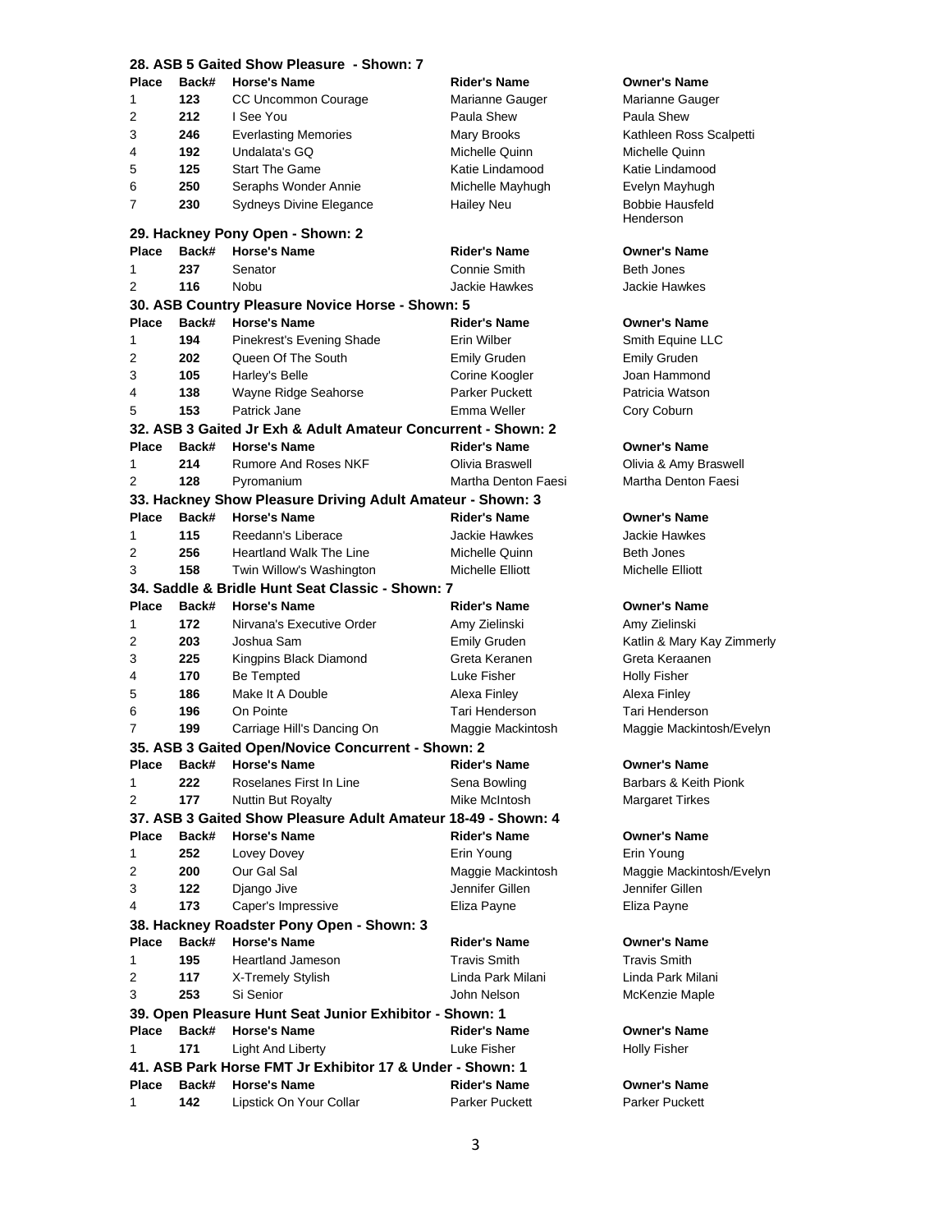### 28. ASB 5 Gaited Show Pleasure - Shown: 7

| Place | Back# | Horse's Name | Rider's Name | Owner's Name |
|---|---|---|---|---|
| 1 | 123 | CC Uncommon Courage | Marianne Gauger | Marianne Gauger |
| 2 | 212 | I See You | Paula Shew | Paula Shew |
| 3 | 246 | Everlasting Memories | Mary Brooks | Kathleen Ross Scalpetti |
| 4 | 192 | Undalata's GQ | Michelle Quinn | Michelle Quinn |
| 5 | 125 | Start The Game | Katie Lindamood | Katie Lindamood |
| 6 | 250 | Seraphs Wonder Annie | Michelle Mayhugh | Evelyn Mayhugh |
| 7 | 230 | Sydneys Divine Elegance | Hailey Neu | Bobbie Hausfeld Henderson |

### 29. Hackney Pony Open - Shown: 2

| Place | Back# | Horse's Name | Rider's Name | Owner's Name |
|---|---|---|---|---|
| 1 | 237 | Senator | Connie Smith | Beth Jones |
| 2 | 116 | Nobu | Jackie Hawkes | Jackie Hawkes |

### 30. ASB Country Pleasure Novice Horse - Shown: 5

| Place | Back# | Horse's Name | Rider's Name | Owner's Name |
|---|---|---|---|---|
| 1 | 194 | Pinekrest's Evening Shade | Erin Wilber | Smith Equine LLC |
| 2 | 202 | Queen Of The South | Emily Gruden | Emily Gruden |
| 3 | 105 | Harley's Belle | Corine Koogler | Joan Hammond |
| 4 | 138 | Wayne Ridge Seahorse | Parker Puckett | Patricia Watson |
| 5 | 153 | Patrick Jane | Emma Weller | Cory Coburn |

### 32. ASB 3 Gaited Jr Exh & Adult Amateur Concurrent - Shown: 2

| Place | Back# | Horse's Name | Rider's Name | Owner's Name |
|---|---|---|---|---|
| 1 | 214 | Rumore And Roses NKF | Olivia Braswell | Olivia & Amy Braswell |
| 2 | 128 | Pyromanium | Martha Denton Faesi | Martha Denton Faesi |

### 33. Hackney Show Pleasure Driving Adult Amateur - Shown: 3

| Place | Back# | Horse's Name | Rider's Name | Owner's Name |
|---|---|---|---|---|
| 1 | 115 | Reedann's Liberace | Jackie Hawkes | Jackie Hawkes |
| 2 | 256 | Heartland Walk The Line | Michelle Quinn | Beth Jones |
| 3 | 158 | Twin Willow's Washington | Michelle Elliott | Michelle Elliott |

### 34. Saddle & Bridle Hunt Seat Classic - Shown: 7

| Place | Back# | Horse's Name | Rider's Name | Owner's Name |
|---|---|---|---|---|
| 1 | 172 | Nirvana's Executive Order | Amy Zielinski | Amy Zielinski |
| 2 | 203 | Joshua Sam | Emily Gruden | Katlin & Mary Kay Zimmerly |
| 3 | 225 | Kingpins Black Diamond | Greta Keranen | Greta Keraanen |
| 4 | 170 | Be Tempted | Luke Fisher | Holly Fisher |
| 5 | 186 | Make It A Double | Alexa Finley | Alexa Finley |
| 6 | 196 | On Pointe | Tari Henderson | Tari Henderson |
| 7 | 199 | Carriage Hill's Dancing On | Maggie Mackintosh | Maggie Mackintosh/Evelyn |

### 35. ASB 3 Gaited Open/Novice Concurrent - Shown: 2

| Place | Back# | Horse's Name | Rider's Name | Owner's Name |
|---|---|---|---|---|
| 1 | 222 | Roselanes First In Line | Sena Bowling | Barbars & Keith Pionk |
| 2 | 177 | Nuttin But Royalty | Mike McIntosh | Margaret Tirkes |

### 37. ASB 3 Gaited Show Pleasure Adult Amateur 18-49 - Shown: 4

| Place | Back# | Horse's Name | Rider's Name | Owner's Name |
|---|---|---|---|---|
| 1 | 252 | Lovey Dovey | Erin Young | Erin Young |
| 2 | 200 | Our Gal Sal | Maggie Mackintosh | Maggie Mackintosh/Evelyn |
| 3 | 122 | Django Jive | Jennifer Gillen | Jennifer Gillen |
| 4 | 173 | Caper's Impressive | Eliza Payne | Eliza Payne |

### 38. Hackney Roadster Pony Open - Shown: 3

| Place | Back# | Horse's Name | Rider's Name | Owner's Name |
|---|---|---|---|---|
| 1 | 195 | Heartland Jameson | Travis Smith | Travis Smith |
| 2 | 117 | X-Tremely Stylish | Linda Park Milani | Linda Park Milani |
| 3 | 253 | Si Senior | John Nelson | McKenzie Maple |

### 39. Open Pleasure Hunt Seat Junior Exhibitor - Shown: 1

| Place | Back# | Horse's Name | Rider's Name | Owner's Name |
|---|---|---|---|---|
| 1 | 171 | Light And Liberty | Luke Fisher | Holly Fisher |

### 41. ASB Park Horse FMT Jr Exhibitor 17 & Under - Shown: 1

| Place | Back# | Horse's Name | Rider's Name | Owner's Name |
|---|---|---|---|---|
| 1 | 142 | Lipstick On Your Collar | Parker Puckett | Parker Puckett |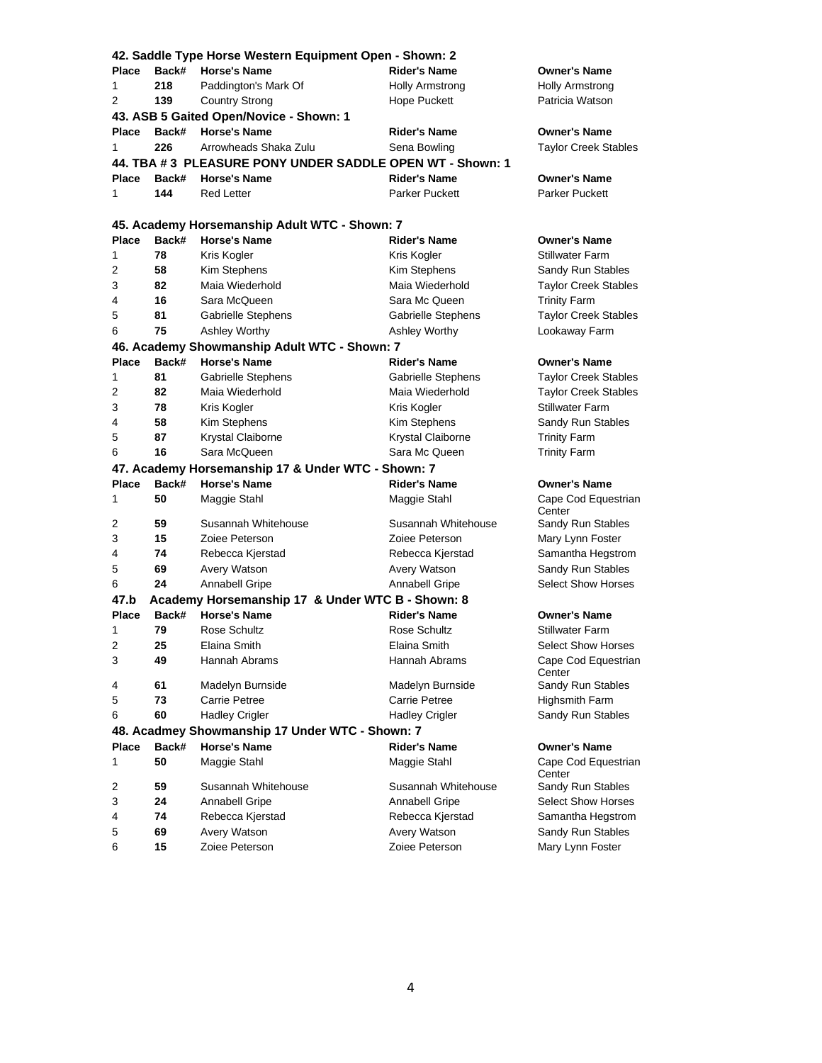### 42. Saddle Type Horse Western Equipment Open - Shown: 2

| Place | Back# | Horse's Name | Rider's Name | Owner's Name |
|---|---|---|---|---|
| 1 | 218 | Paddington's Mark Of | Holly Armstrong | Holly Armstrong |
| 2 | 139 | Country Strong | Hope Puckett | Patricia Watson |

### 43. ASB 5 Gaited Open/Novice - Shown: 1

| Place | Back# | Horse's Name | Rider's Name | Owner's Name |
|---|---|---|---|---|
| 1 | 226 | Arrowheads Shaka Zulu | Sena Bowling | Taylor Creek Stables |

### 44. TBA # 3 PLEASURE PONY UNDER SADDLE OPEN WT - Shown: 1

| Place | Back# | Horse's Name | Rider's Name | Owner's Name |
|---|---|---|---|---|
| 1 | 144 | Red Letter | Parker Puckett | Parker Puckett |

### 45. Academy Horsemanship Adult WTC - Shown: 7

| Place | Back# | Horse's Name | Rider's Name | Owner's Name |
|---|---|---|---|---|
| 1 | 78 | Kris Kogler | Kris Kogler | Stillwater Farm |
| 2 | 58 | Kim Stephens | Kim Stephens | Sandy Run Stables |
| 3 | 82 | Maia Wiederhold | Maia Wiederhold | Taylor Creek Stables |
| 4 | 16 | Sara McQueen | Sara Mc Queen | Trinity Farm |
| 5 | 81 | Gabrielle Stephens | Gabrielle Stephens | Taylor Creek Stables |
| 6 | 75 | Ashley Worthy | Ashley Worthy | Lookaway Farm |

### 46. Academy Showmanship Adult WTC - Shown: 7

| Place | Back# | Horse's Name | Rider's Name | Owner's Name |
|---|---|---|---|---|
| 1 | 81 | Gabrielle Stephens | Gabrielle Stephens | Taylor Creek Stables |
| 2 | 82 | Maia Wiederhold | Maia Wiederhold | Taylor Creek Stables |
| 3 | 78 | Kris Kogler | Kris Kogler | Stillwater Farm |
| 4 | 58 | Kim Stephens | Kim Stephens | Sandy Run Stables |
| 5 | 87 | Krystal Claiborne | Krystal Claiborne | Trinity Farm |
| 6 | 16 | Sara McQueen | Sara Mc Queen | Trinity Farm |

### 47. Academy Horsemanship 17 & Under WTC - Shown: 7

| Place | Back# | Horse's Name | Rider's Name | Owner's Name |
|---|---|---|---|---|
| 1 | 50 | Maggie Stahl | Maggie Stahl | Cape Cod Equestrian Center |
| 2 | 59 | Susannah Whitehouse | Susannah Whitehouse | Sandy Run Stables |
| 3 | 15 | Zoiee Peterson | Zoiee Peterson | Mary Lynn Foster |
| 4 | 74 | Rebecca Kjerstad | Rebecca Kjerstad | Samantha Hegstrom |
| 5 | 69 | Avery Watson | Avery Watson | Sandy Run Stables |
| 6 | 24 | Annabell Gripe | Annabell Gripe | Select Show Horses |

### 47.b Academy Horsemanship 17 & Under WTC B - Shown: 8

| Place | Back# | Horse's Name | Rider's Name | Owner's Name |
|---|---|---|---|---|
| 1 | 79 | Rose Schultz | Rose Schultz | Stillwater Farm |
| 2 | 25 | Elaina Smith | Elaina Smith | Select Show Horses |
| 3 | 49 | Hannah Abrams | Hannah Abrams | Cape Cod Equestrian Center |
| 4 | 61 | Madelyn Burnside | Madelyn Burnside | Sandy Run Stables |
| 5 | 73 | Carrie Petree | Carrie Petree | Highsmith Farm |
| 6 | 60 | Hadley Crigler | Hadley Crigler | Sandy Run Stables |

### 48. Acadmey Showmanship 17 Under WTC - Shown: 7

| Place | Back# | Horse's Name | Rider's Name | Owner's Name |
|---|---|---|---|---|
| 1 | 50 | Maggie Stahl | Maggie Stahl | Cape Cod Equestrian Center |
| 2 | 59 | Susannah Whitehouse | Susannah Whitehouse | Sandy Run Stables |
| 3 | 24 | Annabell Gripe | Annabell Gripe | Select Show Horses |
| 4 | 74 | Rebecca Kjerstad | Rebecca Kjerstad | Samantha Hegstrom |
| 5 | 69 | Avery Watson | Avery Watson | Sandy Run Stables |
| 6 | 15 | Zoiee Peterson | Zoiee Peterson | Mary Lynn Foster |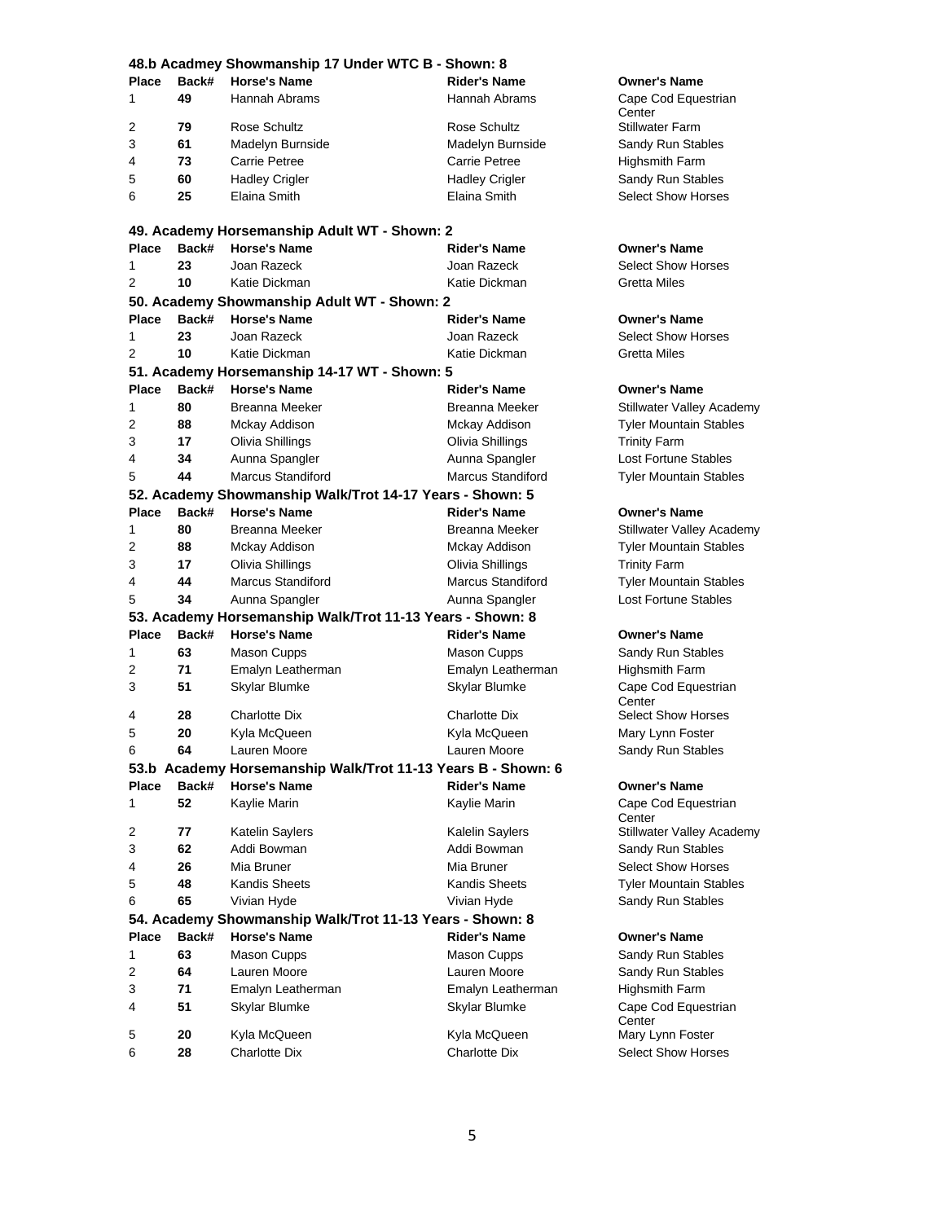### 48.b Acadmey Showmanship 17 Under WTC B - Shown: 8

| Place | Back# | Horse's Name | Rider's Name | Owner's Name |
|---|---|---|---|---|
| 1 | 49 | Hannah Abrams | Hannah Abrams | Cape Cod Equestrian Center |
| 2 | 79 | Rose Schultz | Rose Schultz | Stillwater Farm |
| 3 | 61 | Madelyn Burnside | Madelyn Burnside | Sandy Run Stables |
| 4 | 73 | Carrie Petree | Carrie Petree | Highsmith Farm |
| 5 | 60 | Hadley Crigler | Hadley Crigler | Sandy Run Stables |
| 6 | 25 | Elaina Smith | Elaina Smith | Select Show Horses |

### 49. Academy Horsemanship Adult WT - Shown: 2

| Place | Back# | Horse's Name | Rider's Name | Owner's Name |
|---|---|---|---|---|
| 1 | 23 | Joan Razeck | Joan Razeck | Select Show Horses |
| 2 | 10 | Katie Dickman | Katie Dickman | Gretta Miles |

### 50. Academy Showmanship Adult WT - Shown: 2

| Place | Back# | Horse's Name | Rider's Name | Owner's Name |
|---|---|---|---|---|
| 1 | 23 | Joan Razeck | Joan Razeck | Select Show Horses |
| 2 | 10 | Katie Dickman | Katie Dickman | Gretta Miles |

### 51. Academy Horsemanship 14-17 WT - Shown: 5

| Place | Back# | Horse's Name | Rider's Name | Owner's Name |
|---|---|---|---|---|
| 1 | 80 | Breanna Meeker | Breanna Meeker | Stillwater Valley Academy |
| 2 | 88 | Mckay Addison | Mckay Addison | Tyler Mountain Stables |
| 3 | 17 | Olivia Shillings | Olivia Shillings | Trinity Farm |
| 4 | 34 | Aunna Spangler | Aunna Spangler | Lost Fortune Stables |
| 5 | 44 | Marcus Standiford | Marcus Standiford | Tyler Mountain Stables |

### 52. Academy Showmanship Walk/Trot 14-17 Years - Shown: 5

| Place | Back# | Horse's Name | Rider's Name | Owner's Name |
|---|---|---|---|---|
| 1 | 80 | Breanna Meeker | Breanna Meeker | Stillwater Valley Academy |
| 2 | 88 | Mckay Addison | Mckay Addison | Tyler Mountain Stables |
| 3 | 17 | Olivia Shillings | Olivia Shillings | Trinity Farm |
| 4 | 44 | Marcus Standiford | Marcus Standiford | Tyler Mountain Stables |
| 5 | 34 | Aunna Spangler | Aunna Spangler | Lost Fortune Stables |

### 53. Academy Horsemanship Walk/Trot 11-13 Years - Shown: 8

| Place | Back# | Horse's Name | Rider's Name | Owner's Name |
|---|---|---|---|---|
| 1 | 63 | Mason Cupps | Mason Cupps | Sandy Run Stables |
| 2 | 71 | Emalyn Leatherman | Emalyn Leatherman | Highsmith Farm |
| 3 | 51 | Skylar Blumke | Skylar Blumke | Cape Cod Equestrian Center |
| 4 | 28 | Charlotte Dix | Charlotte Dix | Select Show Horses |
| 5 | 20 | Kyla McQueen | Kyla McQueen | Mary Lynn Foster |
| 6 | 64 | Lauren Moore | Lauren Moore | Sandy Run Stables |

### 53.b Academy Horsemanship Walk/Trot 11-13 Years B - Shown: 6

| Place | Back# | Horse's Name | Rider's Name | Owner's Name |
|---|---|---|---|---|
| 1 | 52 | Kaylie Marin | Kaylie Marin | Cape Cod Equestrian Center |
| 2 | 77 | Katelin Saylers | Kalelin Saylers | Stillwater Valley Academy |
| 3 | 62 | Addi Bowman | Addi Bowman | Sandy Run Stables |
| 4 | 26 | Mia Bruner | Mia Bruner | Select Show Horses |
| 5 | 48 | Kandis Sheets | Kandis Sheets | Tyler Mountain Stables |
| 6 | 65 | Vivian Hyde | Vivian Hyde | Sandy Run Stables |

### 54. Academy Showmanship Walk/Trot 11-13 Years - Shown: 8

| Place | Back# | Horse's Name | Rider's Name | Owner's Name |
|---|---|---|---|---|
| 1 | 63 | Mason Cupps | Mason Cupps | Sandy Run Stables |
| 2 | 64 | Lauren Moore | Lauren Moore | Sandy Run Stables |
| 3 | 71 | Emalyn Leatherman | Emalyn Leatherman | Highsmith Farm |
| 4 | 51 | Skylar Blumke | Skylar Blumke | Cape Cod Equestrian Center |
| 5 | 20 | Kyla McQueen | Kyla McQueen | Mary Lynn Foster |
| 6 | 28 | Charlotte Dix | Charlotte Dix | Select Show Horses |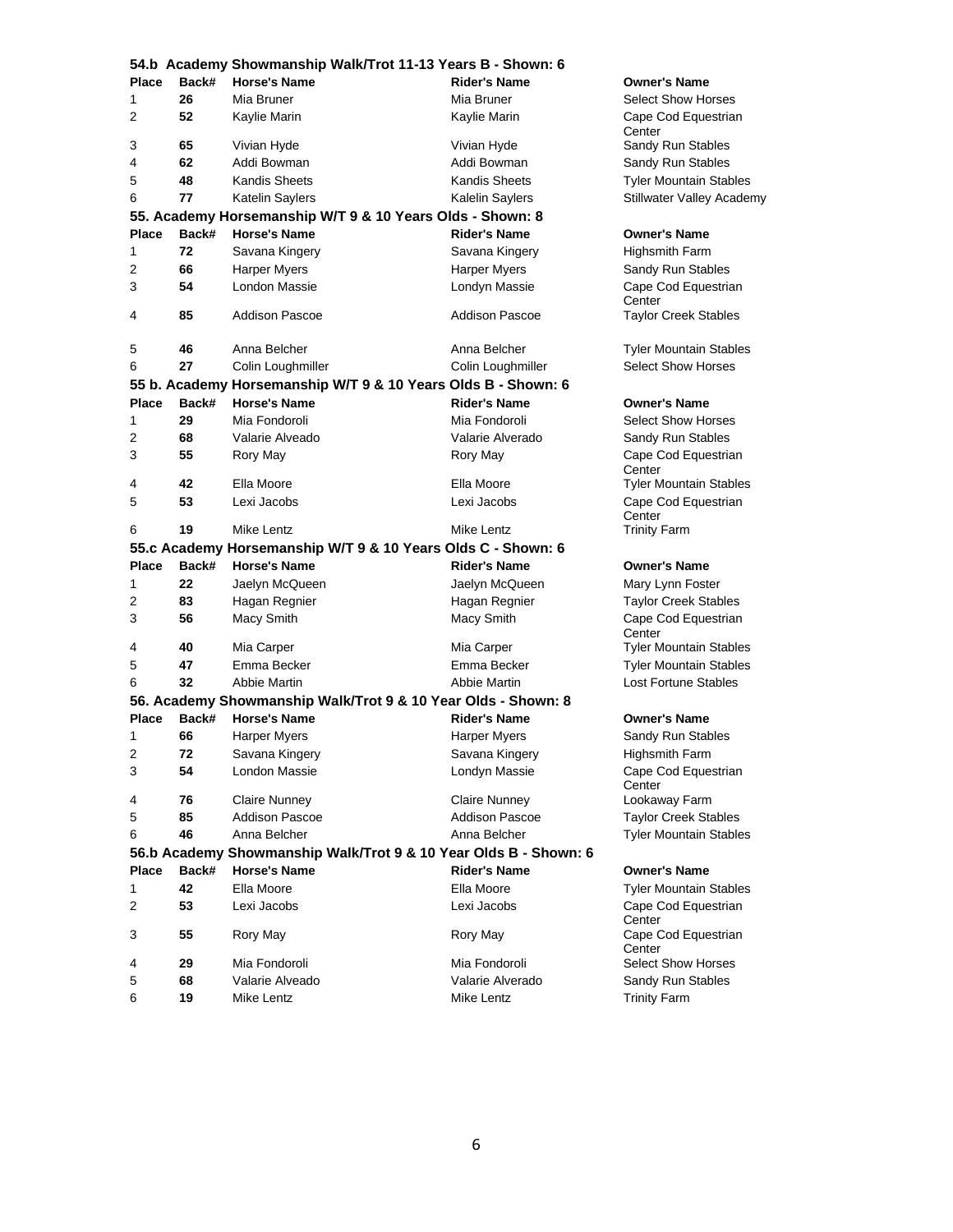### 54.b Academy Showmanship Walk/Trot 11-13 Years B - Shown: 6

| Place | Back# | Horse's Name | Rider's Name | Owner's Name |
|---|---|---|---|---|
| 1 | **26** | Mia Bruner | Mia Bruner | Select Show Horses |
| 2 | **52** | Kaylie Marin | Kaylie Marin | Cape Cod Equestrian Center |
| 3 | **65** | Vivian Hyde | Vivian Hyde | Sandy Run Stables |
| 4 | **62** | Addi Bowman | Addi Bowman | Sandy Run Stables |
| 5 | **48** | Kandis Sheets | Kandis Sheets | Tyler Mountain Stables |
| 6 | **77** | Katelin Saylers | Kalelin Saylers | Stillwater Valley Academy |

### 55. Academy Horsemanship W/T 9 & 10 Years Olds - Shown: 8

| Place | Back# | Horse's Name | Rider's Name | Owner's Name |
|---|---|---|---|---|
| 1 | **72** | Savana Kingery | Savana Kingery | Highsmith Farm |
| 2 | **66** | Harper Myers | Harper Myers | Sandy Run Stables |
| 3 | **54** | London Massie | Londyn Massie | Cape Cod Equestrian Center |
| 4 | **85** | Addison Pascoe | Addison Pascoe | Taylor Creek Stables |
| 5 | **46** | Anna Belcher | Anna Belcher | Tyler Mountain Stables |
| 6 | **27** | Colin Loughmiller | Colin Loughmiller | Select Show Horses |

### 55 b. Academy Horsemanship W/T 9 & 10 Years Olds B - Shown: 6

| Place | Back# | Horse's Name | Rider's Name | Owner's Name |
|---|---|---|---|---|
| 1 | **29** | Mia Fondoroli | Mia Fondoroli | Select Show Horses |
| 2 | **68** | Valarie Alveado | Valarie Alverado | Sandy Run Stables |
| 3 | **55** | Rory May | Rory May | Cape Cod Equestrian Center |
| 4 | **42** | Ella Moore | Ella Moore | Tyler Mountain Stables |
| 5 | **53** | Lexi Jacobs | Lexi Jacobs | Cape Cod Equestrian Center |
| 6 | **19** | Mike Lentz | Mike Lentz | Trinity Farm |

### 55.c Academy Horsemanship W/T 9 & 10 Years Olds C - Shown: 6

| Place | Back# | Horse's Name | Rider's Name | Owner's Name |
|---|---|---|---|---|
| 1 | **22** | Jaelyn McQueen | Jaelyn McQueen | Mary Lynn Foster |
| 2 | **83** | Hagan Regnier | Hagan Regnier | Taylor Creek Stables |
| 3 | **56** | Macy Smith | Macy Smith | Cape Cod Equestrian Center |
| 4 | **40** | Mia Carper | Mia Carper | Tyler Mountain Stables |
| 5 | **47** | Emma Becker | Emma Becker | Tyler Mountain Stables |
| 6 | **32** | Abbie Martin | Abbie Martin | Lost Fortune Stables |

### 56. Academy Showmanship Walk/Trot 9 & 10 Year Olds - Shown: 8

| Place | Back# | Horse's Name | Rider's Name | Owner's Name |
|---|---|---|---|---|
| 1 | **66** | Harper Myers | Harper Myers | Sandy Run Stables |
| 2 | **72** | Savana Kingery | Savana Kingery | Highsmith Farm |
| 3 | **54** | London Massie | Londyn Massie | Cape Cod Equestrian Center |
| 4 | **76** | Claire Nunney | Claire Nunney | Lookaway Farm |
| 5 | **85** | Addison Pascoe | Addison Pascoe | Taylor Creek Stables |
| 6 | **46** | Anna Belcher | Anna Belcher | Tyler Mountain Stables |

### 56.b Academy Showmanship Walk/Trot 9 & 10 Year Olds B - Shown: 6

| Place | Back# | Horse's Name | Rider's Name | Owner's Name |
|---|---|---|---|---|
| 1 | **42** | Ella Moore | Ella Moore | Tyler Mountain Stables |
| 2 | **53** | Lexi Jacobs | Lexi Jacobs | Cape Cod Equestrian Center |
| 3 | **55** | Rory May | Rory May | Cape Cod Equestrian Center |
| 4 | **29** | Mia Fondoroli | Mia Fondoroli | Select Show Horses |
| 5 | **68** | Valarie Alveado | Valarie Alverado | Sandy Run Stables |
| 6 | **19** | Mike Lentz | Mike Lentz | Trinity Farm |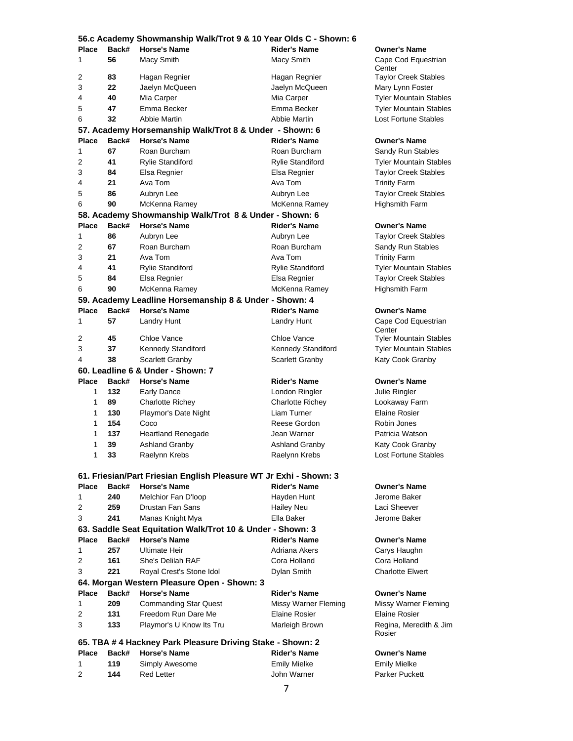### 56.c Academy Showmanship Walk/Trot 9 & 10 Year Olds C - Shown: 6

| Place | Back# | Horse's Name | Rider's Name | Owner's Name |
|---|---|---|---|---|
| 1 | **56** | Macy Smith | Macy Smith | Cape Cod Equestrian Center |
| 2 | **83** | Hagan Regnier | Hagan Regnier | Taylor Creek Stables |
| 3 | **22** | Jaelyn McQueen | Jaelyn McQueen | Mary Lynn Foster |
| 4 | **40** | Mia Carper | Mia Carper | Tyler Mountain Stables |
| 5 | **47** | Emma Becker | Emma Becker | Tyler Mountain Stables |
| 6 | **32** | Abbie Martin | Abbie Martin | Lost Fortune Stables |

### 57. Academy Horsemanship Walk/Trot 8 & Under - Shown: 6

| Place | Back# | Horse's Name | Rider's Name | Owner's Name |
|---|---|---|---|---|
| 1 | **67** | Roan Burcham | Roan Burcham | Sandy Run Stables |
| 2 | **41** | Rylie Standiford | Rylie Standiford | Tyler Mountain Stables |
| 3 | **84** | Elsa Regnier | Elsa Regnier | Taylor Creek Stables |
| 4 | **21** | Ava Tom | Ava Tom | Trinity Farm |
| 5 | **86** | Aubryn Lee | Aubryn Lee | Taylor Creek Stables |
| 6 | **90** | McKenna Ramey | McKenna Ramey | Highsmith Farm |

### 58. Academy Showmanship Walk/Trot 8 & Under - Shown: 6

| Place | Back# | Horse's Name | Rider's Name | Owner's Name |
|---|---|---|---|---|
| 1 | **86** | Aubryn Lee | Aubryn Lee | Taylor Creek Stables |
| 2 | **67** | Roan Burcham | Roan Burcham | Sandy Run Stables |
| 3 | **21** | Ava Tom | Ava Tom | Trinity Farm |
| 4 | **41** | Rylie Standiford | Rylie Standiford | Tyler Mountain Stables |
| 5 | **84** | Elsa Regnier | Elsa Regnier | Taylor Creek Stables |
| 6 | **90** | McKenna Ramey | McKenna Ramey | Highsmith Farm |

### 59. Academy Leadline Horsemanship 8 & Under - Shown: 4

| Place | Back# | Horse's Name | Rider's Name | Owner's Name |
|---|---|---|---|---|
| 1 | **57** | Landry Hunt | Landry Hunt | Cape Cod Equestrian Center |
| 2 | **45** | Chloe Vance | Chloe Vance | Tyler Mountain Stables |
| 3 | **37** | Kennedy Standiford | Kennedy Standiford | Tyler Mountain Stables |
| 4 | **38** | Scarlett Granby | Scarlett Granby | Katy Cook Granby |

### 60. Leadline 6 & Under - Shown: 7

| Place | Back# | Horse's Name | Rider's Name | Owner's Name |
|---|---|---|---|---|
| 1 | **132** | Early Dance | London Ringler | Julie Ringler |
| 1 | **89** | Charlotte Richey | Charlotte Richey | Lookaway Farm |
| 1 | **130** | Playmor's Date Night | Liam Turner | Elaine Rosier |
| 1 | **154** | Coco | Reese Gordon | Robin Jones |
| 1 | **137** | Heartland Renegade | Jean Warner | Patricia Watson |
| 1 | **39** | Ashland Granby | Ashland Granby | Katy Cook Granby |
| 1 | **33** | Raelynn Krebs | Raelynn Krebs | Lost Fortune Stables |

### 61. Friesian/Part Friesian English Pleasure WT Jr Exhi - Shown: 3

| Place | Back# | Horse's Name | Rider's Name | Owner's Name |
|---|---|---|---|---|
| 1 | **240** | Melchior Fan D'loop | Hayden Hunt | Jerome Baker |
| 2 | **259** | Drustan Fan Sans | Hailey Neu | Laci Sheever |
| 3 | **241** | Manas Knight Mya | Ella Baker | Jerome Baker |

### 63. Saddle Seat Equitation Walk/Trot 10 & Under - Shown: 3

| Place | Back# | Horse's Name | Rider's Name | Owner's Name |
|---|---|---|---|---|
| 1 | **257** | Ultimate Heir | Adriana Akers | Carys Haughn |
| 2 | **161** | She's Delilah RAF | Cora Holland | Cora Holland |
| 3 | **221** | Royal Crest's Stone Idol | Dylan Smith | Charlotte Elwert |

### 64. Morgan Western Pleasure Open - Shown: 3

| Place | Back# | Horse's Name | Rider's Name | Owner's Name |
|---|---|---|---|---|
| 1 | **209** | Commanding Star Quest | Missy Warner Fleming | Missy Warner Fleming |
| 2 | **131** | Freedom Run Dare Me | Elaine Rosier | Elaine Rosier |
| 3 | **133** | Playmor's U Know Its Tru | Marleigh Brown | Regina, Meredith & Jim Rosier |

### 65. TBA # 4 Hackney Park Pleasure Driving Stake - Shown: 2

| Place | Back# | Horse's Name | Rider's Name | Owner's Name |
|---|---|---|---|---|
| 1 | **119** | Simply Awesome | Emily Mielke | Emily Mielke |
| 2 | **144** | Red Letter | John Warner | Parker Puckett |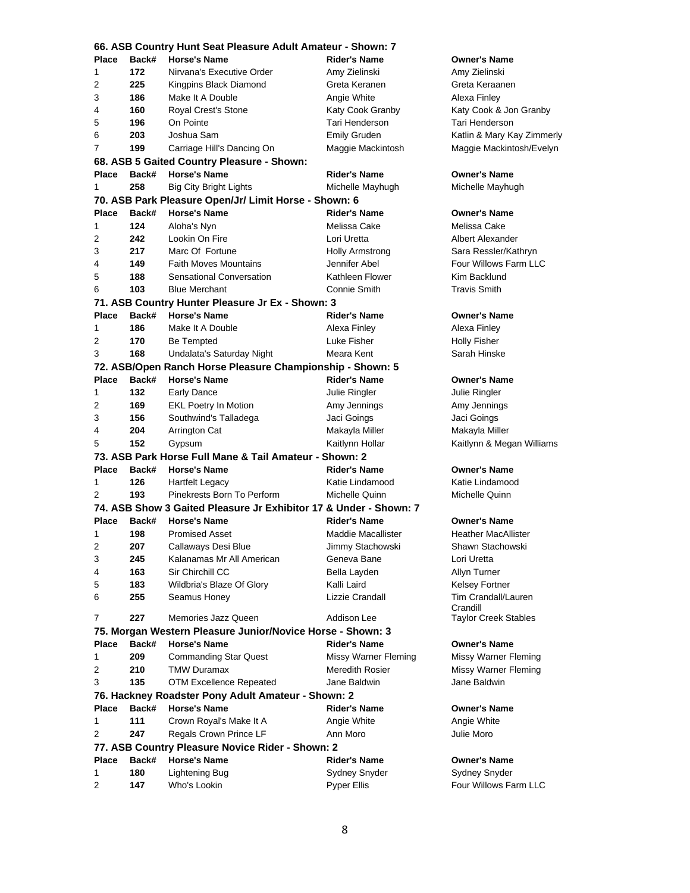### 66. ASB Country Hunt Seat Pleasure Adult Amateur - Shown: 7

| Place | Back# | Horse's Name | Rider's Name | Owner's Name |
|---|---|---|---|---|
| 1 | 172 | Nirvana's Executive Order | Amy Zielinski | Amy Zielinski |
| 2 | 225 | Kingpins Black Diamond | Greta Keranen | Greta Keraanen |
| 3 | 186 | Make It A Double | Angie White | Alexa Finley |
| 4 | 160 | Royal Crest's Stone | Katy Cook Granby | Katy Cook & Jon Granby |
| 5 | 196 | On Pointe | Tari Henderson | Tari Henderson |
| 6 | 203 | Joshua Sam | Emily Gruden | Katlin & Mary Kay Zimmerly |
| 7 | 199 | Carriage Hill's Dancing On | Maggie Mackintosh | Maggie Mackintosh/Evelyn |

### 68. ASB 5 Gaited Country Pleasure - Shown:

| Place | Back# | Horse's Name | Rider's Name | Owner's Name |
|---|---|---|---|---|
| 1 | 258 | Big City Bright Lights | Michelle Mayhugh | Michelle Mayhugh |

### 70. ASB Park Pleasure Open/Jr/ Limit Horse - Shown: 6

| Place | Back# | Horse's Name | Rider's Name | Owner's Name |
|---|---|---|---|---|
| 1 | 124 | Aloha's Nyn | Melissa Cake | Melissa Cake |
| 2 | 242 | Lookin On Fire | Lori Uretta | Albert Alexander |
| 3 | 217 | Marc Of Fortune | Holly Armstrong | Sara Ressler/Kathryn |
| 4 | 149 | Faith Moves Mountains | Jennifer Abel | Four Willows Farm LLC |
| 5 | 188 | Sensational Conversation | Kathleen Flower | Kim Backlund |
| 6 | 103 | Blue Merchant | Connie Smith | Travis Smith |

### 71. ASB Country Hunter Pleasure Jr Ex - Shown: 3

| Place | Back# | Horse's Name | Rider's Name | Owner's Name |
|---|---|---|---|---|
| 1 | 186 | Make It A Double | Alexa Finley | Alexa Finley |
| 2 | 170 | Be Tempted | Luke Fisher | Holly Fisher |
| 3 | 168 | Undalata's Saturday Night | Meara Kent | Sarah Hinske |

### 72. ASB/Open Ranch Horse Pleasure Championship - Shown: 5

| Place | Back# | Horse's Name | Rider's Name | Owner's Name |
|---|---|---|---|---|
| 1 | 132 | Early Dance | Julie Ringler | Julie Ringler |
| 2 | 169 | EKL Poetry In Motion | Amy Jennings | Amy Jennings |
| 3 | 156 | Southwind's Talladega | Jaci Goings | Jaci Goings |
| 4 | 204 | Arrington Cat | Makayla Miller | Makayla Miller |
| 5 | 152 | Gypsum | Kaitlynn Hollar | Kaitlynn & Megan Williams |

### 73. ASB Park Horse Full Mane & Tail Amateur - Shown: 2

| Place | Back# | Horse's Name | Rider's Name | Owner's Name |
|---|---|---|---|---|
| 1 | 126 | Hartfelt Legacy | Katie Lindamood | Katie Lindamood |
| 2 | 193 | Pinekrests Born To Perform | Michelle Quinn | Michelle Quinn |

### 74. ASB Show 3 Gaited Pleasure Jr Exhibitor 17 & Under - Shown: 7

| Place | Back# | Horse's Name | Rider's Name | Owner's Name |
|---|---|---|---|---|
| 1 | 198 | Promised Asset | Maddie Macallister | Heather MacAllister |
| 2 | 207 | Callaways Desi Blue | Jimmy Stachowski | Shawn Stachowski |
| 3 | 245 | Kalanamas Mr All American | Geneva Bane | Lori Uretta |
| 4 | 163 | Sir Chirchill CC | Bella Layden | Allyn Turner |
| 5 | 183 | Wildbria's Blaze Of Glory | Kalli Laird | Kelsey Fortner |
| 6 | 255 | Seamus Honey | Lizzie Crandall | Tim Crandall/Lauren Crandill |
| 7 | 227 | Memories Jazz Queen | Addison Lee | Taylor Creek Stables |

### 75. Morgan Western Pleasure Junior/Novice Horse - Shown: 3

| Place | Back# | Horse's Name | Rider's Name | Owner's Name |
|---|---|---|---|---|
| 1 | 209 | Commanding Star Quest | Missy Warner Fleming | Missy Warner Fleming |
| 2 | 210 | TMW Duramax | Meredith Rosier | Missy Warner Fleming |
| 3 | 135 | OTM Excellence Repeated | Jane Baldwin | Jane Baldwin |

### 76. Hackney Roadster Pony Adult Amateur - Shown: 2

| Place | Back# | Horse's Name | Rider's Name | Owner's Name |
|---|---|---|---|---|
| 1 | 111 | Crown Royal's Make It A | Angie White | Angie White |
| 2 | 247 | Regals Crown Prince LF | Ann Moro | Julie Moro |

### 77. ASB Country Pleasure Novice Rider - Shown: 2

| Place | Back# | Horse's Name | Rider's Name | Owner's Name |
|---|---|---|---|---|
| 1 | 180 | Lightening Bug | Sydney Snyder | Sydney Snyder |
| 2 | 147 | Who's Lookin | Pyper Ellis | Four Willows Farm LLC |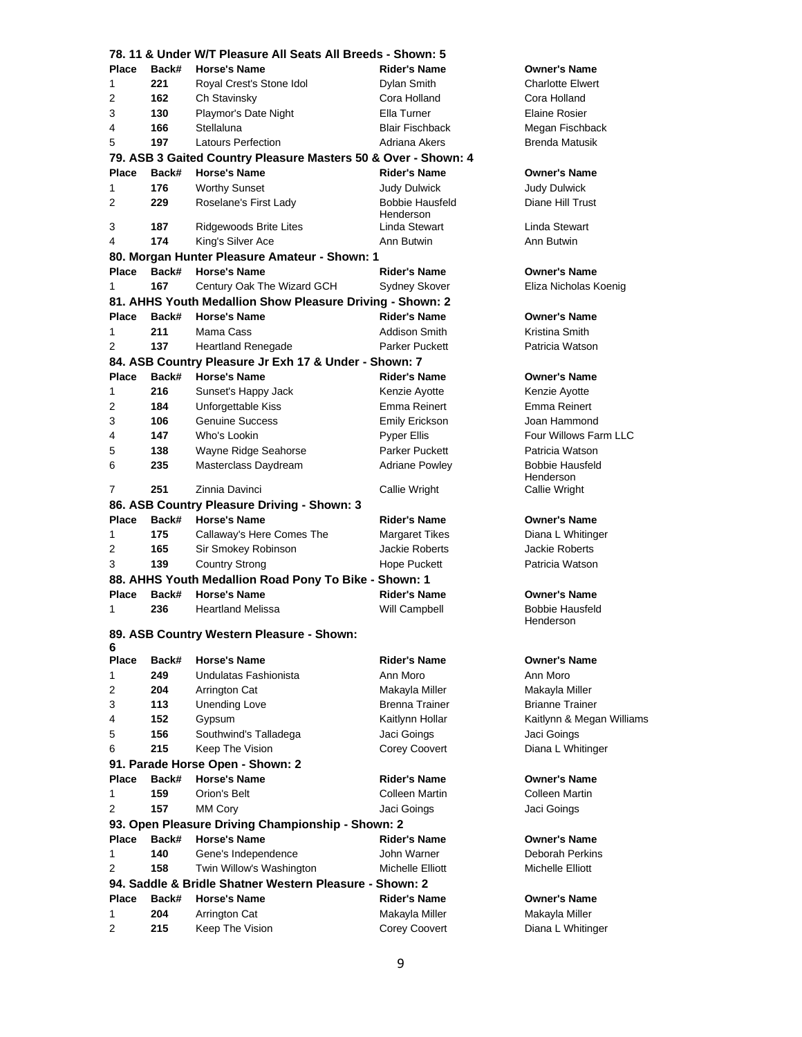### 78. 11 & Under W/T Pleasure All Seats All Breeds - Shown: 5

| Place | Back# | Horse's Name | Rider's Name | Owner's Name |
|---|---|---|---|---|
| 1 | **221** | Royal Crest's Stone Idol | Dylan Smith | Charlotte Elwert |
| 2 | **162** | Ch Stavinsky | Cora Holland | Cora Holland |
| 3 | **130** | Playmor's Date Night | Ella Turner | Elaine Rosier |
| 4 | **166** | Stellaluna | Blair Fischback | Megan Fischback |
| 5 | **197** | Latours Perfection | Adriana Akers | Brenda Matusik |

### 79. ASB 3 Gaited Country Pleasure Masters 50 & Over - Shown: 4

| Place | Back# | Horse's Name | Rider's Name | Owner's Name |
|---|---|---|---|---|
| 1 | **176** | Worthy Sunset | Judy Dulwick | Judy Dulwick |
| 2 | **229** | Roselane's First Lady | Bobbie Hausfeld Henderson | Diane Hill Trust |
| 3 | **187** | Ridgewoods Brite Lites | Linda Stewart | Linda Stewart |
| 4 | **174** | King's Silver Ace | Ann Butwin | Ann Butwin |

### 80. Morgan Hunter Pleasure Amateur - Shown: 1

| Place | Back# | Horse's Name | Rider's Name | Owner's Name |
|---|---|---|---|---|
| 1 | **167** | Century Oak The Wizard GCH | Sydney Skover | Eliza Nicholas Koenig |

### 81. AHHS Youth Medallion Show Pleasure Driving - Shown: 2

| Place | Back# | Horse's Name | Rider's Name | Owner's Name |
|---|---|---|---|---|
| 1 | **211** | Mama Cass | Addison Smith | Kristina Smith |
| 2 | **137** | Heartland Renegade | Parker Puckett | Patricia Watson |

### 84. ASB Country Pleasure Jr Exh 17 & Under - Shown: 7

| Place | Back# | Horse's Name | Rider's Name | Owner's Name |
|---|---|---|---|---|
| 1 | **216** | Sunset's Happy Jack | Kenzie Ayotte | Kenzie Ayotte |
| 2 | **184** | Unforgettable Kiss | Emma Reinert | Emma Reinert |
| 3 | **106** | Genuine Success | Emily Erickson | Joan Hammond |
| 4 | **147** | Who's Lookin | Pyper Ellis | Four Willows Farm LLC |
| 5 | **138** | Wayne Ridge Seahorse | Parker Puckett | Patricia Watson |
| 6 | **235** | Masterclass Daydream | Adriane Powley | Bobbie Hausfeld Henderson |
| 7 | **251** | Zinnia Davinci | Callie Wright | Callie Wright |

### 86. ASB Country Pleasure Driving - Shown: 3

| Place | Back# | Horse's Name | Rider's Name | Owner's Name |
|---|---|---|---|---|
| 1 | **175** | Callaway's Here Comes The | Margaret Tikes | Diana L Whitinger |
| 2 | **165** | Sir Smokey Robinson | Jackie Roberts | Jackie Roberts |
| 3 | **139** | Country Strong | Hope Puckett | Patricia Watson |

### 88. AHHS Youth Medallion Road Pony To Bike - Shown: 1

| Place | Back# | Horse's Name | Rider's Name | Owner's Name |
|---|---|---|---|---|
| 1 | **236** | Heartland Melissa | Will Campbell | Bobbie Hausfeld Henderson |

### 89. ASB Country Western Pleasure - Shown: 6

| Place | Back# | Horse's Name | Rider's Name | Owner's Name |
|---|---|---|---|---|
| 1 | **249** | Undulatas Fashionista | Ann Moro | Ann Moro |
| 2 | **204** | Arrington Cat | Makayla Miller | Makayla Miller |
| 3 | **113** | Unending Love | Brenna Trainer | Brianne Trainer |
| 4 | **152** | Gypsum | Kaitlynn Hollar | Kaitlynn & Megan Williams |
| 5 | **156** | Southwind's Talladega | Jaci Goings | Jaci Goings |
| 6 | **215** | Keep The Vision | Corey Coovert | Diana L Whitinger |

### 91. Parade Horse Open - Shown: 2

| Place | Back# | Horse's Name | Rider's Name | Owner's Name |
|---|---|---|---|---|
| 1 | **159** | Orion's Belt | Colleen Martin | Colleen Martin |
| 2 | **157** | MM Cory | Jaci Goings | Jaci Goings |

### 93. Open Pleasure Driving Championship - Shown: 2

| Place | Back# | Horse's Name | Rider's Name | Owner's Name |
|---|---|---|---|---|
| 1 | **140** | Gene's Independence | John Warner | Deborah Perkins |
| 2 | **158** | Twin Willow's Washington | Michelle Elliott | Michelle Elliott |

### 94. Saddle & Bridle Shatner Western Pleasure - Shown: 2

| Place | Back# | Horse's Name | Rider's Name | Owner's Name |
|---|---|---|---|---|
| 1 | **204** | Arrington Cat | Makayla Miller | Makayla Miller |
| 2 | **215** | Keep The Vision | Corey Coovert | Diana L Whitinger |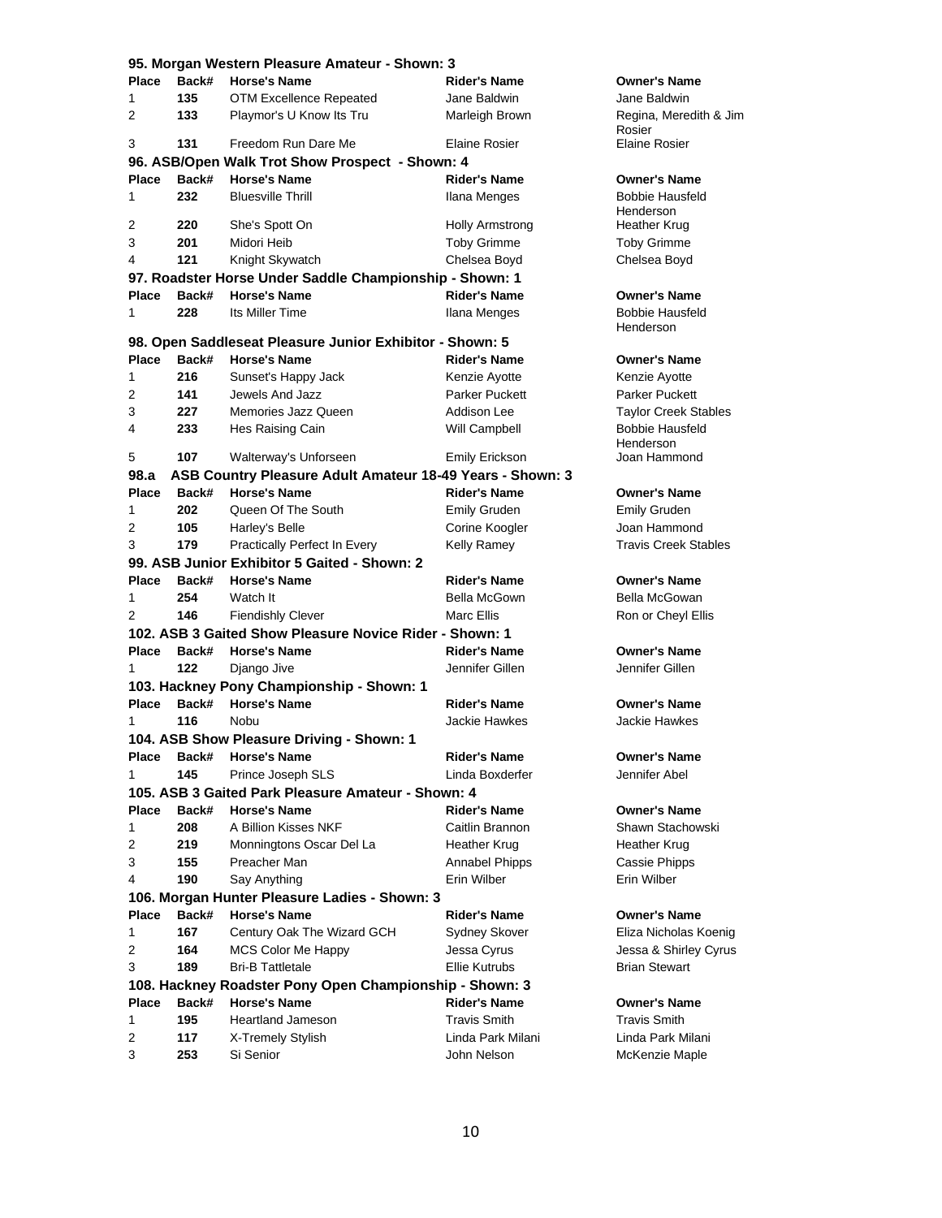### 95. Morgan Western Pleasure Amateur - Shown: 3

| Place | Back# | Horse's Name | Rider's Name | Owner's Name |
|---|---|---|---|---|
| 1 | **135** | OTM Excellence Repeated | Jane Baldwin | Jane Baldwin |
| 2 | **133** | Playmor's U Know Its Tru | Marleigh Brown | Regina, Meredith & Jim Rosier |
| 3 | **131** | Freedom Run Dare Me | Elaine Rosier | Elaine Rosier |

### 96. ASB/Open Walk Trot Show Prospect - Shown: 4

| Place | Back# | Horse's Name | Rider's Name | Owner's Name |
|---|---|---|---|---|
| 1 | **232** | Bluesville Thrill | Ilana Menges | Bobbie Hausfeld Henderson |
| 2 | **220** | She's Spott On | Holly Armstrong | Heather Krug |
| 3 | **201** | Midori Heib | Toby Grimme | Toby Grimme |
| 4 | **121** | Knight Skywatch | Chelsea Boyd | Chelsea Boyd |

### 97. Roadster Horse Under Saddle Championship - Shown: 1

| Place | Back# | Horse's Name | Rider's Name | Owner's Name |
|---|---|---|---|---|
| 1 | **228** | Its Miller Time | Ilana Menges | Bobbie Hausfeld Henderson |

### 98. Open Saddleseat Pleasure Junior Exhibitor - Shown: 5

| Place | Back# | Horse's Name | Rider's Name | Owner's Name |
|---|---|---|---|---|
| 1 | **216** | Sunset's Happy Jack | Kenzie Ayotte | Kenzie Ayotte |
| 2 | **141** | Jewels And Jazz | Parker Puckett | Parker Puckett |
| 3 | **227** | Memories Jazz Queen | Addison Lee | Taylor Creek Stables |
| 4 | **233** | Hes Raising Cain | Will Campbell | Bobbie Hausfeld Henderson |
| 5 | **107** | Walterway's Unforseen | Emily Erickson | Joan Hammond |

### 98.a ASB Country Pleasure Adult Amateur 18-49 Years - Shown: 3

| Place | Back# | Horse's Name | Rider's Name | Owner's Name |
|---|---|---|---|---|
| 1 | **202** | Queen Of The South | Emily Gruden | Emily Gruden |
| 2 | **105** | Harley's Belle | Corine Koogler | Joan Hammond |
| 3 | **179** | Practically Perfect In Every | Kelly Ramey | Travis Creek Stables |

### 99. ASB Junior Exhibitor 5 Gaited - Shown: 2

| Place | Back# | Horse's Name | Rider's Name | Owner's Name |
|---|---|---|---|---|
| 1 | **254** | Watch It | Bella McGown | Bella McGowan |
| 2 | **146** | Fiendishly Clever | Marc Ellis | Ron or Cheyl Ellis |

### 102. ASB 3 Gaited Show Pleasure Novice Rider - Shown: 1

| Place | Back# | Horse's Name | Rider's Name | Owner's Name |
|---|---|---|---|---|
| 1 | **122** | Django Jive | Jennifer Gillen | Jennifer Gillen |

### 103. Hackney Pony Championship - Shown: 1

| Place | Back# | Horse's Name | Rider's Name | Owner's Name |
|---|---|---|---|---|
| 1 | **116** | Nobu | Jackie Hawkes | Jackie Hawkes |

### 104. ASB Show Pleasure Driving - Shown: 1

| Place | Back# | Horse's Name | Rider's Name | Owner's Name |
|---|---|---|---|---|
| 1 | **145** | Prince Joseph SLS | Linda Boxderfer | Jennifer Abel |

### 105. ASB 3 Gaited Park Pleasure Amateur - Shown: 4

| Place | Back# | Horse's Name | Rider's Name | Owner's Name |
|---|---|---|---|---|
| 1 | **208** | A Billion Kisses NKF | Caitlin Brannon | Shawn Stachowski |
| 2 | **219** | Monningtons Oscar Del La | Heather Krug | Heather Krug |
| 3 | **155** | Preacher Man | Annabel Phipps | Cassie Phipps |
| 4 | **190** | Say Anything | Erin Wilber | Erin Wilber |

### 106. Morgan Hunter Pleasure Ladies - Shown: 3

| Place | Back# | Horse's Name | Rider's Name | Owner's Name |
|---|---|---|---|---|
| 1 | **167** | Century Oak The Wizard GCH | Sydney Skover | Eliza Nicholas Koenig |
| 2 | **164** | MCS Color Me Happy | Jessa Cyrus | Jessa & Shirley Cyrus |
| 3 | **189** | Bri-B Tattletale | Ellie Kutrubs | Brian Stewart |

### 108. Hackney Roadster Pony Open Championship - Shown: 3

| Place | Back# | Horse's Name | Rider's Name | Owner's Name |
|---|---|---|---|---|
| 1 | **195** | Heartland Jameson | Travis Smith | Travis Smith |
| 2 | **117** | X-Tremely Stylish | Linda Park Milani | Linda Park Milani |
| 3 | **253** | Si Senior | John Nelson | McKenzie Maple |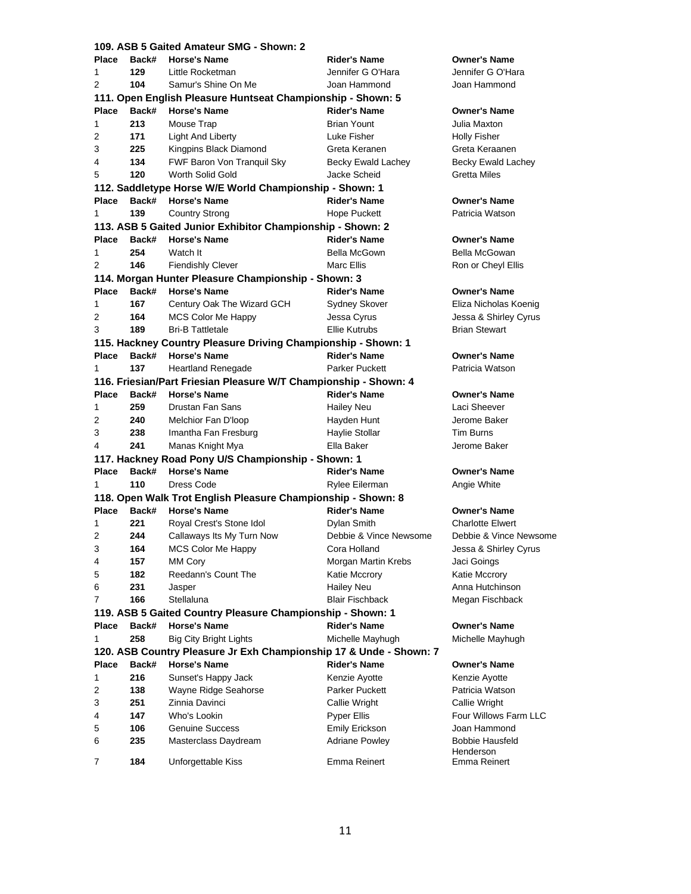### 109. ASB 5 Gaited Amateur SMG - Shown: 2

| Place | Back# | Horse's Name | Rider's Name | Owner's Name |
|---|---|---|---|---|
| 1 | 129 | Little Rocketman | Jennifer G O'Hara | Jennifer G O'Hara |
| 2 | 104 | Samur's Shine On Me | Joan Hammond | Joan Hammond |

### 111. Open English Pleasure Huntseat Championship - Shown: 5

| Place | Back# | Horse's Name | Rider's Name | Owner's Name |
|---|---|---|---|---|
| 1 | 213 | Mouse Trap | Brian Yount | Julia Maxton |
| 2 | 171 | Light And Liberty | Luke Fisher | Holly Fisher |
| 3 | 225 | Kingpins Black Diamond | Greta Keranen | Greta Keraanen |
| 4 | 134 | FWF Baron Von Tranquil Sky | Becky Ewald Lachey | Becky Ewald Lachey |
| 5 | 120 | Worth Solid Gold | Jacke Scheid | Gretta Miles |

### 112. Saddletype Horse W/E World Championship - Shown: 1

| Place | Back# | Horse's Name | Rider's Name | Owner's Name |
|---|---|---|---|---|
| 1 | 139 | Country Strong | Hope Puckett | Patricia Watson |

### 113. ASB 5 Gaited Junior Exhibitor Championship - Shown: 2

| Place | Back# | Horse's Name | Rider's Name | Owner's Name |
|---|---|---|---|---|
| 1 | 254 | Watch It | Bella McGown | Bella McGowan |
| 2 | 146 | Fiendishly Clever | Marc Ellis | Ron or Cheyl Ellis |

### 114. Morgan Hunter Pleasure Championship - Shown: 3

| Place | Back# | Horse's Name | Rider's Name | Owner's Name |
|---|---|---|---|---|
| 1 | 167 | Century Oak The Wizard GCH | Sydney Skover | Eliza Nicholas Koenig |
| 2 | 164 | MCS Color Me Happy | Jessa Cyrus | Jessa & Shirley Cyrus |
| 3 | 189 | Bri-B Tattletale | Ellie Kutrubs | Brian Stewart |

### 115. Hackney Country Pleasure Driving Championship - Shown: 1

| Place | Back# | Horse's Name | Rider's Name | Owner's Name |
|---|---|---|---|---|
| 1 | 137 | Heartland Renegade | Parker Puckett | Patricia Watson |

### 116. Friesian/Part Friesian Pleasure W/T Championship - Shown: 4

| Place | Back# | Horse's Name | Rider's Name | Owner's Name |
|---|---|---|---|---|
| 1 | 259 | Drustan Fan Sans | Hailey Neu | Laci Sheever |
| 2 | 240 | Melchior Fan D'loop | Hayden Hunt | Jerome Baker |
| 3 | 238 | Imantha Fan Fresburg | Haylie Stollar | Tim Burns |
| 4 | 241 | Manas Knight Mya | Ella Baker | Jerome Baker |

### 117. Hackney Road Pony U/S Championship - Shown: 1

| Place | Back# | Horse's Name | Rider's Name | Owner's Name |
|---|---|---|---|---|
| 1 | 110 | Dress Code | Rylee Eilerman | Angie White |

### 118. Open Walk Trot English Pleasure Championship - Shown: 8

| Place | Back# | Horse's Name | Rider's Name | Owner's Name |
|---|---|---|---|---|
| 1 | 221 | Royal Crest's Stone Idol | Dylan Smith | Charlotte Elwert |
| 2 | 244 | Callaways Its My Turn Now | Debbie & Vince Newsome | Debbie & Vince Newsome |
| 3 | 164 | MCS Color Me Happy | Cora Holland | Jessa & Shirley Cyrus |
| 4 | 157 | MM Cory | Morgan Martin Krebs | Jaci Goings |
| 5 | 182 | Reedann's Count The | Katie Mccrory | Katie Mccrory |
| 6 | 231 | Jasper | Hailey Neu | Anna Hutchinson |
| 7 | 166 | Stellaluna | Blair Fischback | Megan Fischback |

### 119. ASB 5 Gaited Country Pleasure Championship - Shown: 1

| Place | Back# | Horse's Name | Rider's Name | Owner's Name |
|---|---|---|---|---|
| 1 | 258 | Big City Bright Lights | Michelle Mayhugh | Michelle Mayhugh |

### 120. ASB Country Pleasure Jr Exh Championship 17 & Unde - Shown: 7

| Place | Back# | Horse's Name | Rider's Name | Owner's Name |
|---|---|---|---|---|
| 1 | 216 | Sunset's Happy Jack | Kenzie Ayotte | Kenzie Ayotte |
| 2 | 138 | Wayne Ridge Seahorse | Parker Puckett | Patricia Watson |
| 3 | 251 | Zinnia Davinci | Callie Wright | Callie Wright |
| 4 | 147 | Who's Lookin | Pyper Ellis | Four Willows Farm LLC |
| 5 | 106 | Genuine Success | Emily Erickson | Joan Hammond |
| 6 | 235 | Masterclass Daydream | Adriane Powley | Bobbie Hausfeld Henderson |
| 7 | 184 | Unforgettable Kiss | Emma Reinert | Emma Reinert |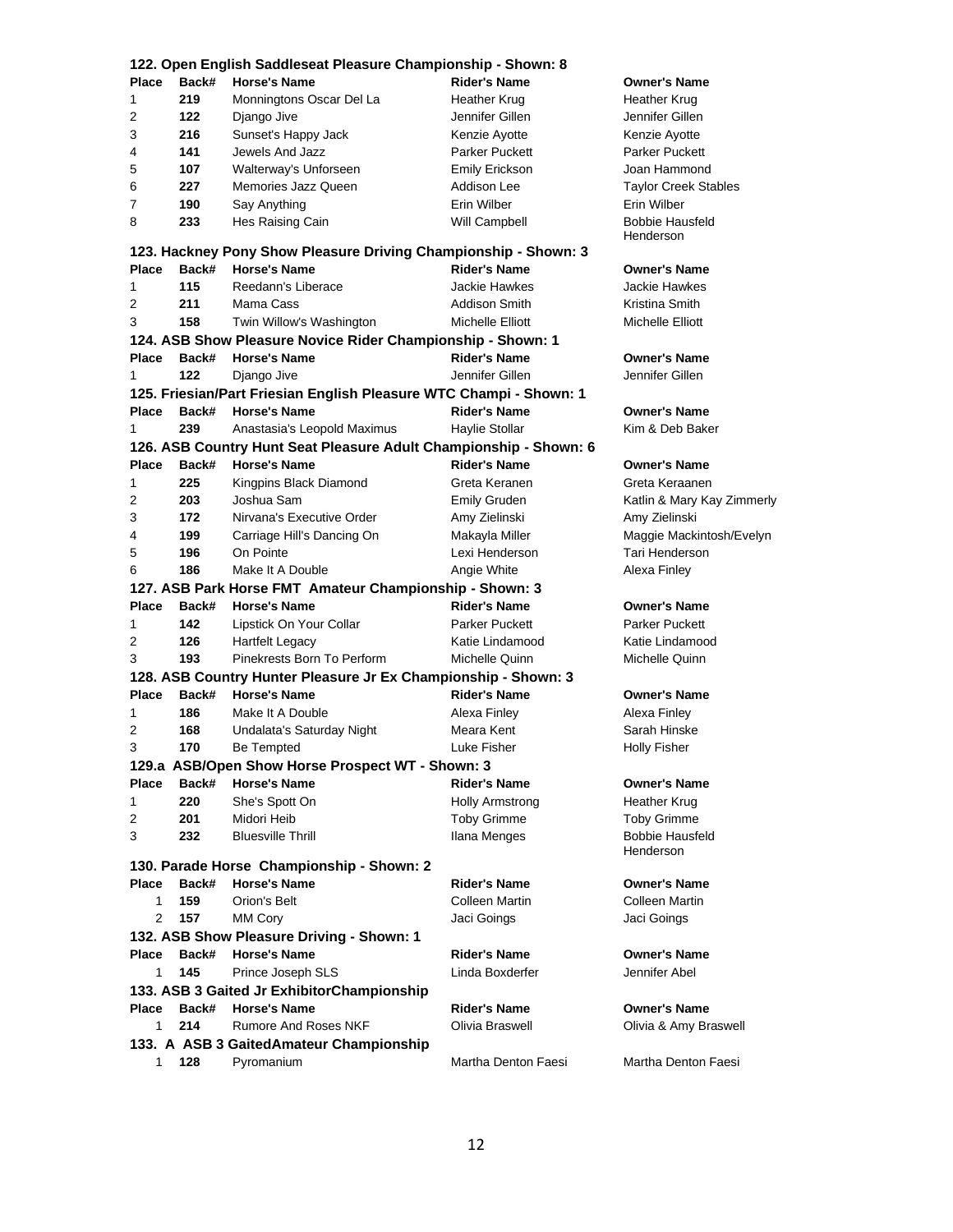### 122. Open English Saddleseat Pleasure Championship - Shown: 8

| Place | Back# | Horse's Name | Rider's Name | Owner's Name |
|---|---|---|---|---|
| 1 | 219 | Monningtons Oscar Del La | Heather Krug | Heather Krug |
| 2 | 122 | Django Jive | Jennifer Gillen | Jennifer Gillen |
| 3 | 216 | Sunset's Happy Jack | Kenzie Ayotte | Kenzie Ayotte |
| 4 | 141 | Jewels And Jazz | Parker Puckett | Parker Puckett |
| 5 | 107 | Walterway's Unforseen | Emily Erickson | Joan Hammond |
| 6 | 227 | Memories Jazz Queen | Addison Lee | Taylor Creek Stables |
| 7 | 190 | Say Anything | Erin Wilber | Erin Wilber |
| 8 | 233 | Hes Raising Cain | Will Campbell | Bobbie Hausfeld Henderson |

### 123. Hackney Pony Show Pleasure Driving Championship - Shown: 3

| Place | Back# | Horse's Name | Rider's Name | Owner's Name |
|---|---|---|---|---|
| 1 | 115 | Reedann's Liberace | Jackie Hawkes | Jackie Hawkes |
| 2 | 211 | Mama Cass | Addison Smith | Kristina Smith |
| 3 | 158 | Twin Willow's Washington | Michelle Elliott | Michelle Elliott |

### 124. ASB Show Pleasure Novice Rider Championship - Shown: 1

| Place | Back# | Horse's Name | Rider's Name | Owner's Name |
|---|---|---|---|---|
| 1 | 122 | Django Jive | Jennifer Gillen | Jennifer Gillen |

### 125. Friesian/Part Friesian English Pleasure WTC Champi - Shown: 1

| Place | Back# | Horse's Name | Rider's Name | Owner's Name |
|---|---|---|---|---|
| 1 | 239 | Anastasia's Leopold Maximus | Haylie Stollar | Kim & Deb Baker |

### 126. ASB Country Hunt Seat Pleasure Adult Championship - Shown: 6

| Place | Back# | Horse's Name | Rider's Name | Owner's Name |
|---|---|---|---|---|
| 1 | 225 | Kingpins Black Diamond | Greta Keranen | Greta Keraanen |
| 2 | 203 | Joshua Sam | Emily Gruden | Katlin & Mary Kay Zimmerly |
| 3 | 172 | Nirvana's Executive Order | Amy Zielinski | Amy Zielinski |
| 4 | 199 | Carriage Hill's Dancing On | Makayla Miller | Maggie Mackintosh/Evelyn |
| 5 | 196 | On Pointe | Lexi Henderson | Tari Henderson |
| 6 | 186 | Make It A Double | Angie White | Alexa Finley |

### 127. ASB Park Horse FMT Amateur Championship - Shown: 3

| Place | Back# | Horse's Name | Rider's Name | Owner's Name |
|---|---|---|---|---|
| 1 | 142 | Lipstick On Your Collar | Parker Puckett | Parker Puckett |
| 2 | 126 | Hartfelt Legacy | Katie Lindamood | Katie Lindamood |
| 3 | 193 | Pinekrests Born To Perform | Michelle Quinn | Michelle Quinn |

### 128. ASB Country Hunter Pleasure Jr Ex Championship - Shown: 3

| Place | Back# | Horse's Name | Rider's Name | Owner's Name |
|---|---|---|---|---|
| 1 | 186 | Make It A Double | Alexa Finley | Alexa Finley |
| 2 | 168 | Undalata's Saturday Night | Meara Kent | Sarah Hinske |
| 3 | 170 | Be Tempted | Luke Fisher | Holly Fisher |

### 129.a ASB/Open Show Horse Prospect WT - Shown: 3

| Place | Back# | Horse's Name | Rider's Name | Owner's Name |
|---|---|---|---|---|
| 1 | 220 | She's Spott On | Holly Armstrong | Heather Krug |
| 2 | 201 | Midori Heib | Toby Grimme | Toby Grimme |
| 3 | 232 | Bluesville Thrill | Ilana Menges | Bobbie Hausfeld Henderson |

### 130. Parade Horse Championship - Shown: 2

| Place | Back# | Horse's Name | Rider's Name | Owner's Name |
|---|---|---|---|---|
| 1 | 159 | Orion's Belt | Colleen Martin | Colleen Martin |
| 2 | 157 | MM Cory | Jaci Goings | Jaci Goings |

### 132. ASB Show Pleasure Driving - Shown: 1

| Place | Back# | Horse's Name | Rider's Name | Owner's Name |
|---|---|---|---|---|
| 1 | 145 | Prince Joseph SLS | Linda Boxderfer | Jennifer Abel |

### 133. ASB 3 Gaited Jr ExhibitorChampionship

| Place | Back# | Horse's Name | Rider's Name | Owner's Name |
|---|---|---|---|---|
| 1 | 214 | Rumore And Roses NKF | Olivia Braswell | Olivia & Amy Braswell |

### 133. A ASB 3 GaitedAmateur Championship

| Place | Back# | Horse's Name | Rider's Name | Owner's Name |
|---|---|---|---|---|
| 1 | 128 | Pyromanium | Martha Denton Faesi | Martha Denton Faesi |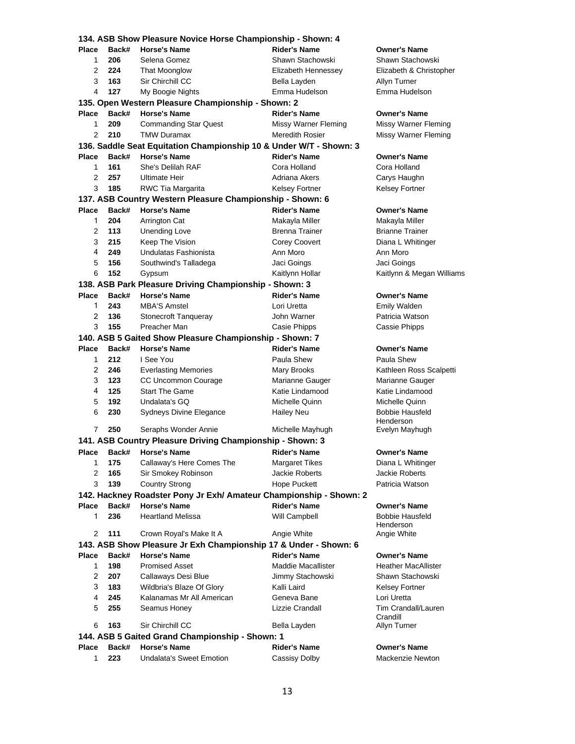### 134. ASB Show Pleasure Novice Horse Championship - Shown: 4

| Place | Back# | Horse's Name | Rider's Name | Owner's Name |
|---|---|---|---|---|
| 1 | **206** | Selena Gomez | Shawn Stachowski | Shawn Stachowski |
| 2 | **224** | That Moonglow | Elizabeth Hennessey | Elizabeth & Christopher |
| 3 | **163** | Sir Chirchill CC | Bella Layden | Allyn Turner |
| 4 | **127** | My Boogie Nights | Emma Hudelson | Emma Hudelson |

### 135. Open Western Pleasure Championship - Shown: 2

| Place | Back# | Horse's Name | Rider's Name | Owner's Name |
|---|---|---|---|---|
| 1 | **209** | Commanding Star Quest | Missy Warner Fleming | Missy Warner Fleming |
| 2 | **210** | TMW Duramax | Meredith Rosier | Missy Warner Fleming |

### 136. Saddle Seat Equitation Championship 10 & Under W/T - Shown: 3

| Place | Back# | Horse's Name | Rider's Name | Owner's Name |
|---|---|---|---|---|
| 1 | **161** | She's Delilah RAF | Cora Holland | Cora Holland |
| 2 | **257** | Ultimate Heir | Adriana Akers | Carys Haughn |
| 3 | **185** | RWC Tia Margarita | Kelsey Fortner | Kelsey Fortner |

### 137. ASB Country Western Pleasure Championship - Shown: 6

| Place | Back# | Horse's Name | Rider's Name | Owner's Name |
|---|---|---|---|---|
| 1 | **204** | Arrington Cat | Makayla Miller | Makayla Miller |
| 2 | **113** | Unending Love | Brenna Trainer | Brianne Trainer |
| 3 | **215** | Keep The Vision | Corey Coovert | Diana L Whitinger |
| 4 | **249** | Undulatas Fashionista | Ann Moro | Ann Moro |
| 5 | **156** | Southwind's Talladega | Jaci Goings | Jaci Goings |
| 6 | **152** | Gypsum | Kaitlynn Hollar | Kaitlynn & Megan Williams |

### 138. ASB Park Pleasure Driving Championship - Shown: 3

| Place | Back# | Horse's Name | Rider's Name | Owner's Name |
|---|---|---|---|---|
| 1 | **243** | MBA'S Amstel | Lori Uretta | Emily Walden |
| 2 | **136** | Stonecroft Tanqueray | John Warner | Patricia Watson |
| 3 | **155** | Preacher Man | Casie Phipps | Cassie Phipps |

### 140. ASB 5 Gaited Show Pleasure Championship - Shown: 7

| Place | Back# | Horse's Name | Rider's Name | Owner's Name |
|---|---|---|---|---|
| 1 | **212** | I See You | Paula Shew | Paula Shew |
| 2 | **246** | Everlasting Memories | Mary Brooks | Kathleen Ross Scalpetti |
| 3 | **123** | CC Uncommon Courage | Marianne Gauger | Marianne Gauger |
| 4 | **125** | Start The Game | Katie Lindamood | Katie Lindamood |
| 5 | **192** | Undalata's GQ | Michelle Quinn | Michelle Quinn |
| 6 | **230** | Sydneys Divine Elegance | Hailey Neu | Bobbie Hausfeld Henderson |
| 7 | **250** | Seraphs Wonder Annie | Michelle Mayhugh | Evelyn Mayhugh |

### 141. ASB Country Pleasure Driving Championship - Shown: 3

| Place | Back# | Horse's Name | Rider's Name | Owner's Name |
|---|---|---|---|---|
| 1 | **175** | Callaway's Here Comes The | Margaret Tikes | Diana L Whitinger |
| 2 | **165** | Sir Smokey Robinson | Jackie Roberts | Jackie Roberts |
| 3 | **139** | Country Strong | Hope Puckett | Patricia Watson |

### 142. Hackney Roadster Pony Jr Exh/ Amateur Championship - Shown: 2

| Place | Back# | Horse's Name | Rider's Name | Owner's Name |
|---|---|---|---|---|
| 1 | **236** | Heartland Melissa | Will Campbell | Bobbie Hausfeld Henderson |
| 2 | **111** | Crown Royal's Make It A | Angie White | Angie White |

### 143. ASB Show Pleasure Jr Exh Championship 17 & Under - Shown: 6

| Place | Back# | Horse's Name | Rider's Name | Owner's Name |
|---|---|---|---|---|
| 1 | **198** | Promised Asset | Maddie Macallister | Heather MacAllister |
| 2 | **207** | Callaways Desi Blue | Jimmy Stachowski | Shawn Stachowski |
| 3 | **183** | Wildbria's Blaze Of Glory | Kalli Laird | Kelsey Fortner |
| 4 | **245** | Kalanamas Mr All American | Geneva Bane | Lori Uretta |
| 5 | **255** | Seamus Honey | Lizzie Crandall | Tim Crandall/Lauren Crandill |
| 6 | **163** | Sir Chirchill CC | Bella Layden | Allyn Turner |

### 144. ASB 5 Gaited Grand Championship - Shown: 1

| Place | Back# | Horse's Name | Rider's Name | Owner's Name |
|---|---|---|---|---|
| 1 | **223** | Undalata's Sweet Emotion | Cassisy Dolby | Mackenzie Newton |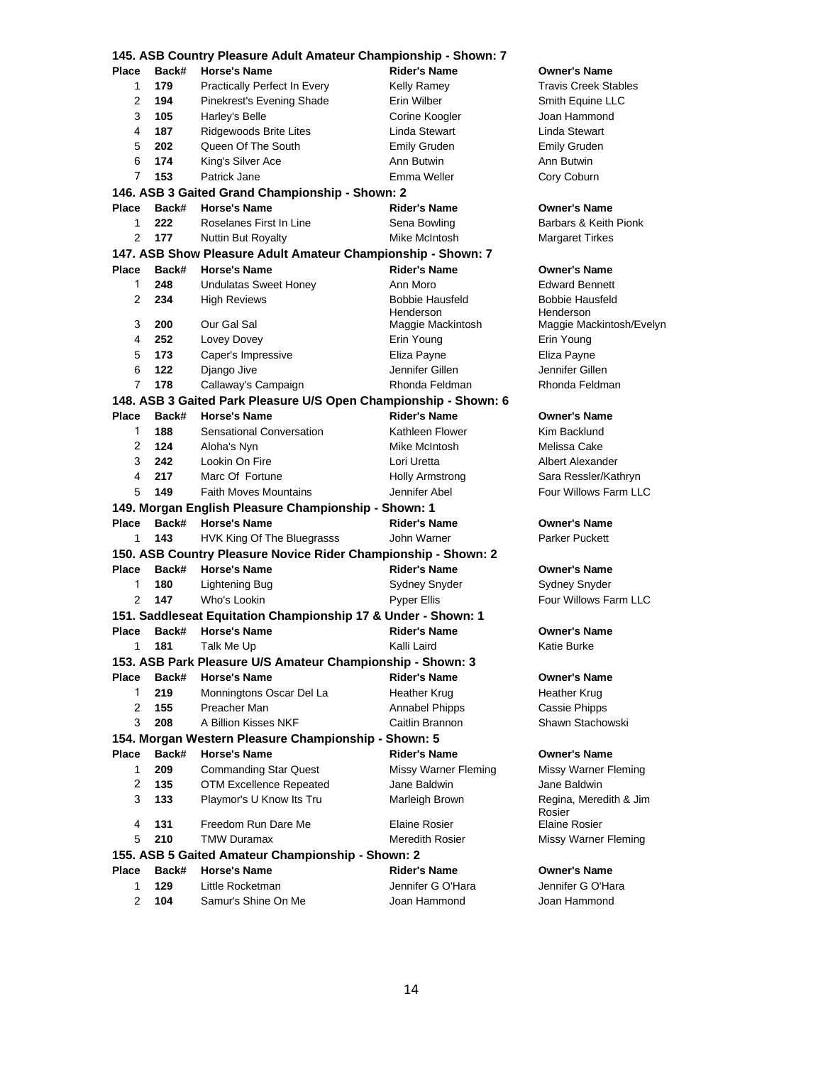### 145. ASB Country Pleasure Adult Amateur Championship - Shown: 7

| Place | Back# | Horse's Name | Rider's Name | Owner's Name |
|---|---|---|---|---|
| 1 | **179** | Practically Perfect In Every | Kelly Ramey | Travis Creek Stables |
| 2 | **194** | Pinekrest's Evening Shade | Erin Wilber | Smith Equine LLC |
| 3 | **105** | Harley's Belle | Corine Koogler | Joan Hammond |
| 4 | **187** | Ridgewoods Brite Lites | Linda Stewart | Linda Stewart |
| 5 | **202** | Queen Of The South | Emily Gruden | Emily Gruden |
| 6 | **174** | King's Silver Ace | Ann Butwin | Ann Butwin |
| 7 | **153** | Patrick Jane | Emma Weller | Cory Coburn |

### 146. ASB 3 Gaited Grand Championship - Shown: 2

| Place | Back# | Horse's Name | Rider's Name | Owner's Name |
|---|---|---|---|---|
| 1 | **222** | Roselanes First In Line | Sena Bowling | Barbars & Keith Pionk |
| 2 | **177** | Nuttin But Royalty | Mike McIntosh | Margaret Tirkes |

### 147. ASB Show Pleasure Adult Amateur Championship - Shown: 7

| Place | Back# | Horse's Name | Rider's Name | Owner's Name |
|---|---|---|---|---|
| 1 | **248** | Undulatas Sweet Honey | Ann Moro | Edward Bennett |
| 2 | **234** | High Reviews | Bobbie Hausfeld Henderson | Bobbie Hausfeld Henderson |
| 3 | **200** | Our Gal Sal | Maggie Mackintosh | Maggie Mackintosh/Evelyn |
| 4 | **252** | Lovey Dovey | Erin Young | Erin Young |
| 5 | **173** | Caper's Impressive | Eliza Payne | Eliza Payne |
| 6 | **122** | Django Jive | Jennifer Gillen | Jennifer Gillen |
| 7 | **178** | Callaway's Campaign | Rhonda Feldman | Rhonda Feldman |

### 148. ASB 3 Gaited Park Pleasure U/S Open Championship - Shown: 6

| Place | Back# | Horse's Name | Rider's Name | Owner's Name |
|---|---|---|---|---|
| 1 | **188** | Sensational Conversation | Kathleen Flower | Kim Backlund |
| 2 | **124** | Aloha's Nyn | Mike McIntosh | Melissa Cake |
| 3 | **242** | Lookin On Fire | Lori Uretta | Albert Alexander |
| 4 | **217** | Marc Of Fortune | Holly Armstrong | Sara Ressler/Kathryn |
| 5 | **149** | Faith Moves Mountains | Jennifer Abel | Four Willows Farm LLC |

### 149. Morgan English Pleasure Championship - Shown: 1

| Place | Back# | Horse's Name | Rider's Name | Owner's Name |
|---|---|---|---|---|
| 1 | **143** | HVK King Of The Bluegrasss | John Warner | Parker Puckett |

### 150. ASB Country Pleasure Novice Rider Championship - Shown: 2

| Place | Back# | Horse's Name | Rider's Name | Owner's Name |
|---|---|---|---|---|
| 1 | **180** | Lightening Bug | Sydney Snyder | Sydney Snyder |
| 2 | **147** | Who's Lookin | Pyper Ellis | Four Willows Farm LLC |

### 151. Saddleseat Equitation Championship 17 & Under - Shown: 1

| Place | Back# | Horse's Name | Rider's Name | Owner's Name |
|---|---|---|---|---|
| 1 | **181** | Talk Me Up | Kalli Laird | Katie Burke |

### 153. ASB Park Pleasure U/S Amateur Championship - Shown: 3

| Place | Back# | Horse's Name | Rider's Name | Owner's Name |
|---|---|---|---|---|
| 1 | **219** | Monningtons Oscar Del La | Heather Krug | Heather Krug |
| 2 | **155** | Preacher Man | Annabel Phipps | Cassie Phipps |
| 3 | **208** | A Billion Kisses NKF | Caitlin Brannon | Shawn Stachowski |

### 154. Morgan Western Pleasure Championship - Shown: 5

| Place | Back# | Horse's Name | Rider's Name | Owner's Name |
|---|---|---|---|---|
| 1 | **209** | Commanding Star Quest | Missy Warner Fleming | Missy Warner Fleming |
| 2 | **135** | OTM Excellence Repeated | Jane Baldwin | Jane Baldwin |
| 3 | **133** | Playmor's U Know Its Tru | Marleigh Brown | Regina, Meredith & Jim Rosier |
| 4 | **131** | Freedom Run Dare Me | Elaine Rosier | Elaine Rosier |
| 5 | **210** | TMW Duramax | Meredith Rosier | Missy Warner Fleming |

### 155. ASB 5 Gaited Amateur Championship - Shown: 2

| Place | Back# | Horse's Name | Rider's Name | Owner's Name |
|---|---|---|---|---|
| 1 | **129** | Little Rocketman | Jennifer G O'Hara | Jennifer G O'Hara |
| 2 | **104** | Samur's Shine On Me | Joan Hammond | Joan Hammond |